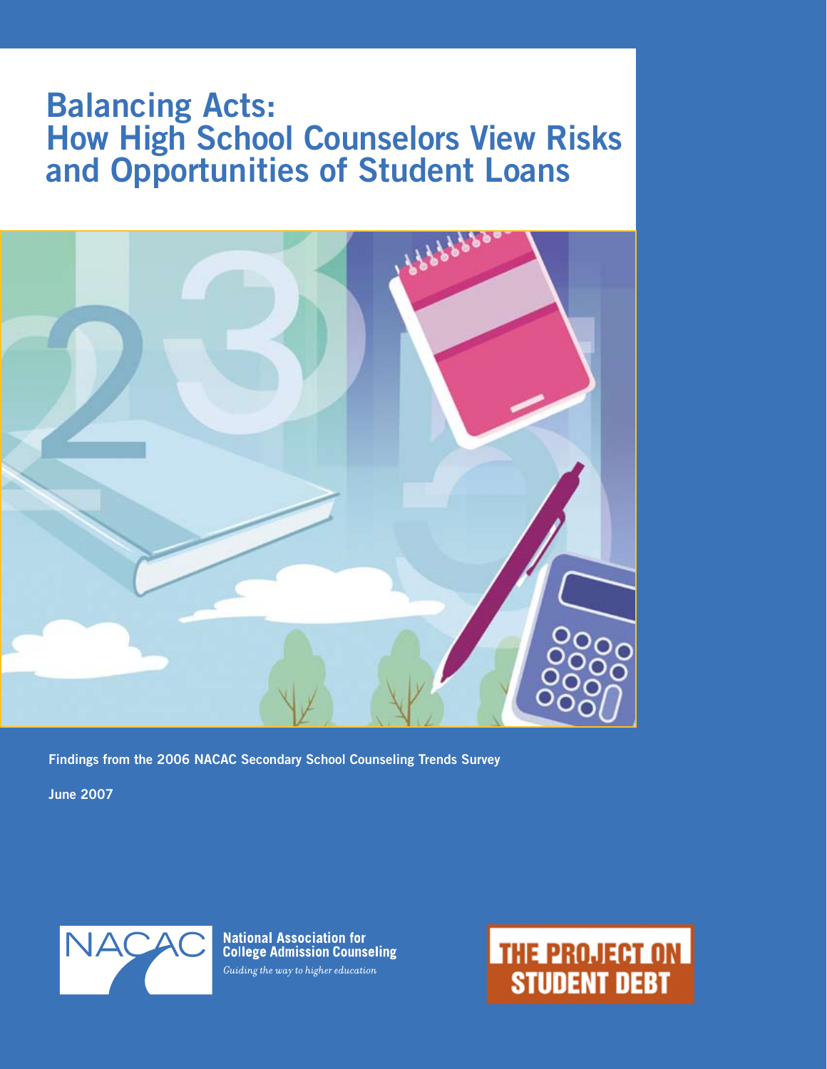# Balancing Acts: How High School Counselors View Risks and Opportunities of Student Loans

**Findings from the 2006 NACAC Secondary School Counseling Trends Survey**

**June 2007**

**National Association for College Admission Counseling**

*Guiding the way to higher education*

**THE PROJECT ON STUDENT DEBT**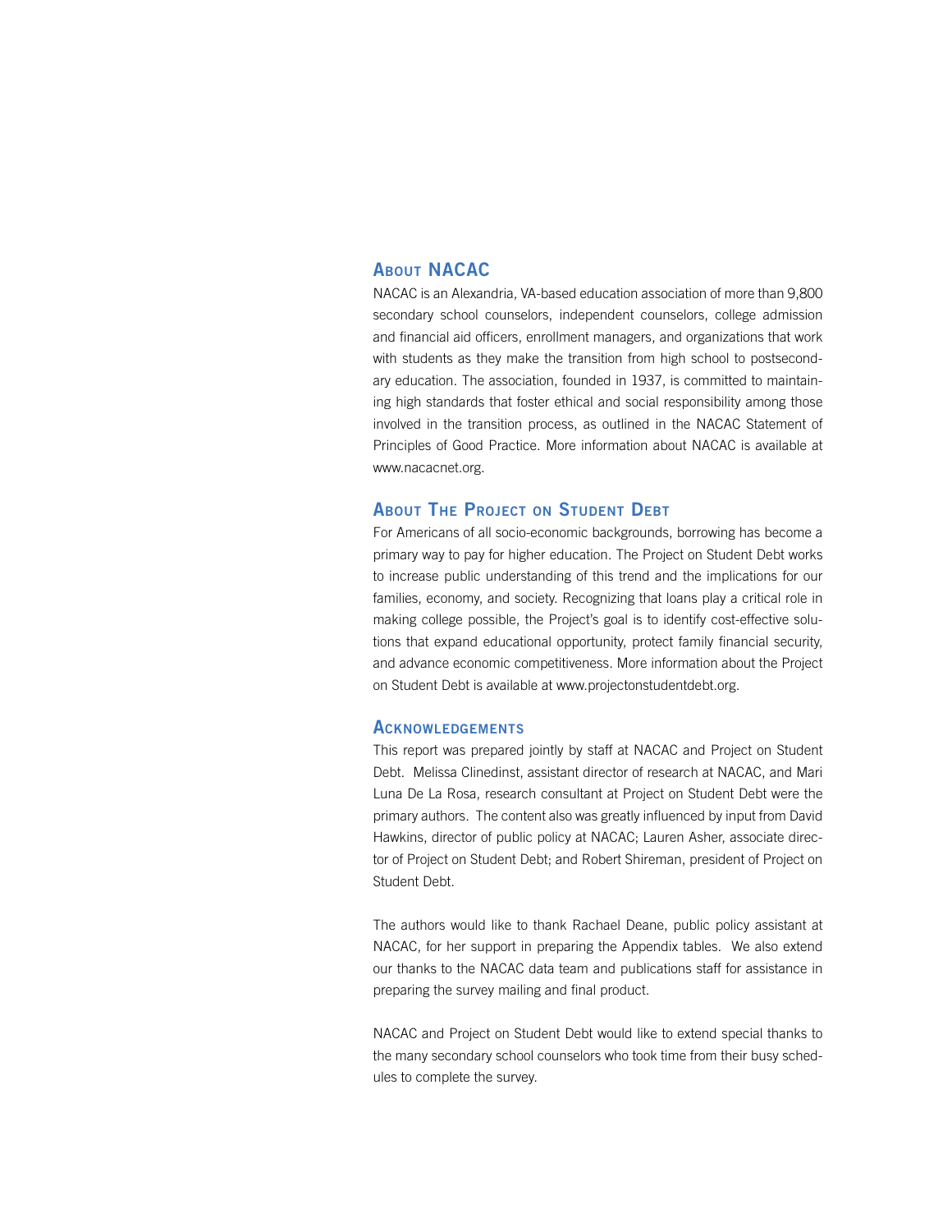## About NACAC

NACAC is an Alexandria, VA-based education association of more than 9,800 secondary school counselors, independent counselors, college admission and financial aid officers, enrollment managers, and organizations that work with students as they make the transition from high school to postsecondary education. The association, founded in 1937, is committed to maintaining high standards that foster ethical and social responsibility among those involved in the transition process, as outlined in the NACAC Statement of Principles of Good Practice. More information about NACAC is available at www.nacacnet.org.

## About The Project on Student Debt

For Americans of all socio-economic backgrounds, borrowing has become a primary way to pay for higher education. The Project on Student Debt works to increase public understanding of this trend and the implications for our families, economy, and society. Recognizing that loans play a critical role in making college possible, the Project's goal is to identify cost-effective solutions that expand educational opportunity, protect family financial security, and advance economic competitiveness. More information about the Project on Student Debt is available at www.projectonstudentdebt.org.

## Acknowledgements

This report was prepared jointly by staff at NACAC and Project on Student Debt. Melissa Clinedinst, assistant director of research at NACAC, and Mari Luna De La Rosa, research consultant at Project on Student Debt were the primary authors. The content also was greatly influenced by input from David Hawkins, director of public policy at NACAC; Lauren Asher, associate director of Project on Student Debt; and Robert Shireman, president of Project on Student Debt.

The authors would like to thank Rachael Deane, public policy assistant at NACAC, for her support in preparing the Appendix tables. We also extend our thanks to the NACAC data team and publications staff for assistance in preparing the survey mailing and final product.

NACAC and Project on Student Debt would like to extend special thanks to the many secondary school counselors who took time from their busy schedules to complete the survey.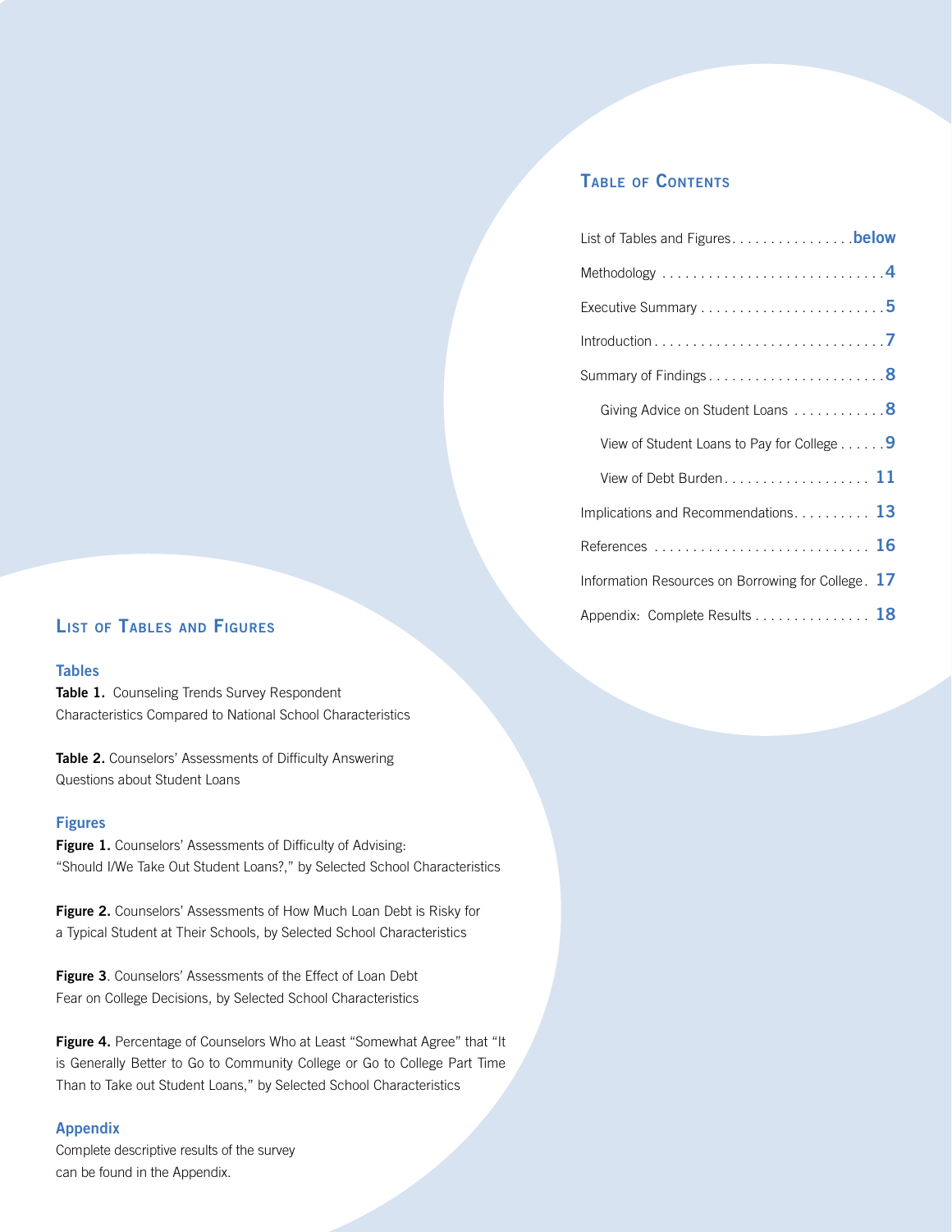## Table of Contents

| Section | Page |
|---|---|
| List of Tables and Figures | below |
| Methodology | 4 |
| Executive Summary | 5 |
| Introduction | 7 |
| Summary of Findings | 8 |
| Giving Advice on Student Loans | 8 |
| View of Student Loans to Pay for College | 9 |
| View of Debt Burden | 11 |
| Implications and Recommendations | 13 |
| References | 16 |
| Information Resources on Borrowing for College | 17 |
| Appendix: Complete Results | 18 |

## List of Tables and Figures

### Tables

**Table 1.** Counseling Trends Survey Respondent Characteristics Compared to National School Characteristics

**Table 2.** Counselors' Assessments of Difficulty Answering Questions about Student Loans

### Figures

**Figure 1.** Counselors' Assessments of Difficulty of Advising: "Should I/We Take Out Student Loans?," by Selected School Characteristics

**Figure 2.** Counselors' Assessments of How Much Loan Debt is Risky for a Typical Student at Their Schools, by Selected School Characteristics

**Figure 3**. Counselors' Assessments of the Effect of Loan Debt Fear on College Decisions, by Selected School Characteristics

**Figure 4.** Percentage of Counselors Who at Least "Somewhat Agree" that "It is Generally Better to Go to Community College or Go to College Part Time Than to Take out Student Loans," by Selected School Characteristics

### Appendix

Complete descriptive results of the survey can be found in the Appendix.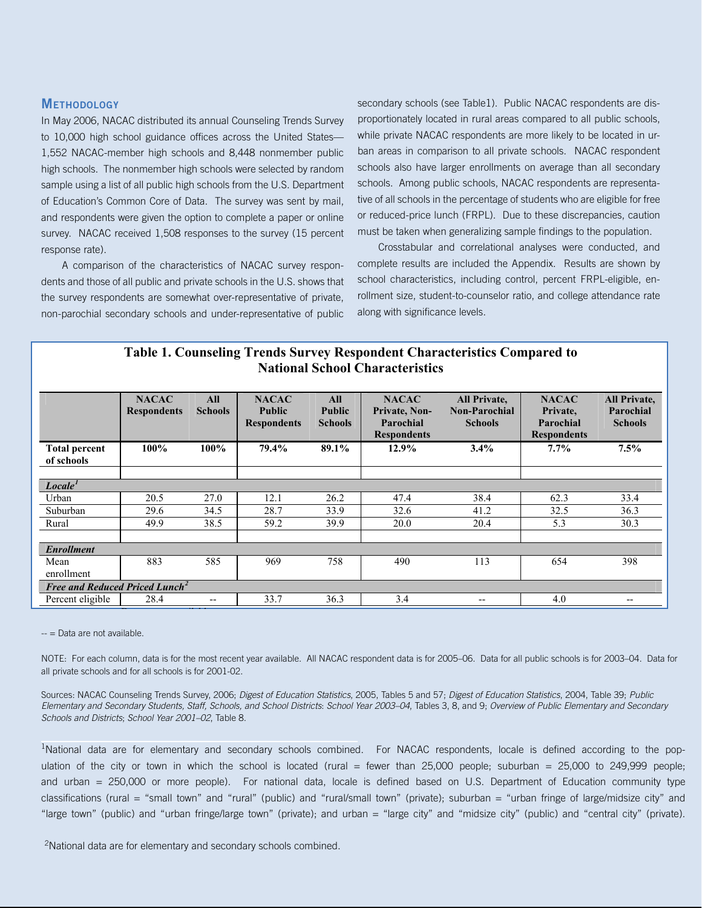## Methodology

In May 2006, NACAC distributed its annual Counseling Trends Survey to 10,000 high school guidance offices across the United States—1,552 NACAC-member high schools and 8,448 nonmember public high schools. The nonmember high schools were selected by random sample using a list of all public high schools from the U.S. Department of Education's Common Core of Data. The survey was sent by mail, and respondents were given the option to complete a paper or online survey. NACAC received 1,508 responses to the survey (15 percent response rate).

A comparison of the characteristics of NACAC survey respondents and those of all public and private schools in the U.S. shows that the survey respondents are somewhat over-representative of private, non-parochial secondary schools and under-representative of public secondary schools (see Table1). Public NACAC respondents are disproportionately located in rural areas compared to all public schools, while private NACAC respondents are more likely to be located in urban areas in comparison to all private schools. NACAC respondent schools also have larger enrollments on average than all secondary schools. Among public schools, NACAC respondents are representative of all schools in the percentage of students who are eligible for free or reduced-price lunch (FRPL). Due to these discrepancies, caution must be taken when generalizing sample findings to the population.

Crosstabular and correlational analyses were conducted, and complete results are included the Appendix. Results are shown by school characteristics, including control, percent FRPL-eligible, enrollment size, student-to-counselor ratio, and college attendance rate along with significance levels.

**Table 1. Counseling Trends Survey Respondent Characteristics Compared to National School Characteristics**

| | NACAC Respondents | All Schools | NACAC Public Respondents | All Public Schools | NACAC Private, Non-Parochial Respondents | All Private, Non-Parochial Schools | NACAC Private, Parochial Respondents | All Private, Parochial Schools |
|---|---|---|---|---|---|---|---|---|
| **Total percent of schools** | **100%** | **100%** | **79.4%** | **89.1%** | **12.9%** | **3.4%** | **7.7%** | **7.5%** |
| ***Locale***[1] | | | | | | | | |
| Urban | 20.5 | 27.0 | 12.1 | 26.2 | 47.4 | 38.4 | 62.3 | 33.4 |
| Suburban | 29.6 | 34.5 | 28.7 | 33.9 | 32.6 | 41.2 | 32.5 | 36.3 |
| Rural | 49.9 | 38.5 | 59.2 | 39.9 | 20.0 | 20.4 | 5.3 | 30.3 |
| ***Enrollment*** | | | | | | | | |
| Mean enrollment | 883 | 585 | 969 | 758 | 490 | 113 | 654 | 398 |
| ***Free and Reduced Priced Lunch***[2] | | | | | | | | |
| Percent eligible | 28.4 | -- | 33.7 | 36.3 | 3.4 | -- | 4.0 | -- |

-- = Data are not available.

NOTE: For each column, data is for the most recent year available. All NACAC respondent data is for 2005–06. Data for all public schools is for 2003–04. Data for all private schools and for all schools is for 2001-02.

Sources: NACAC Counseling Trends Survey, 2006; *Digest of Education Statistics*, 2005, Tables 5 and 57; *Digest of Education Statistics*, 2004, Table 39; *Public Elementary and Secondary Students, Staff, Schools, and School Districts*: *School Year 2003–04*, Tables 3, 8, and 9; *Overview of Public Elementary and Secondary Schools and Districts*; *School Year 2001–02*, Table 8.

[1]National data are for elementary and secondary schools combined. For NACAC respondents, locale is defined according to the population of the city or town in which the school is located (rural = fewer than 25,000 people; suburban = 25,000 to 249,999 people; and urban = 250,000 or more people). For national data, locale is defined based on U.S. Department of Education community type classifications (rural = "small town" and "rural" (public) and "rural/small town" (private); suburban = "urban fringe of large/midsize city" and "large town" (public) and "urban fringe/large town" (private); and urban = "large city" and "midsize city" (public) and "central city" (private).

[2]National data are for elementary and secondary schools combined.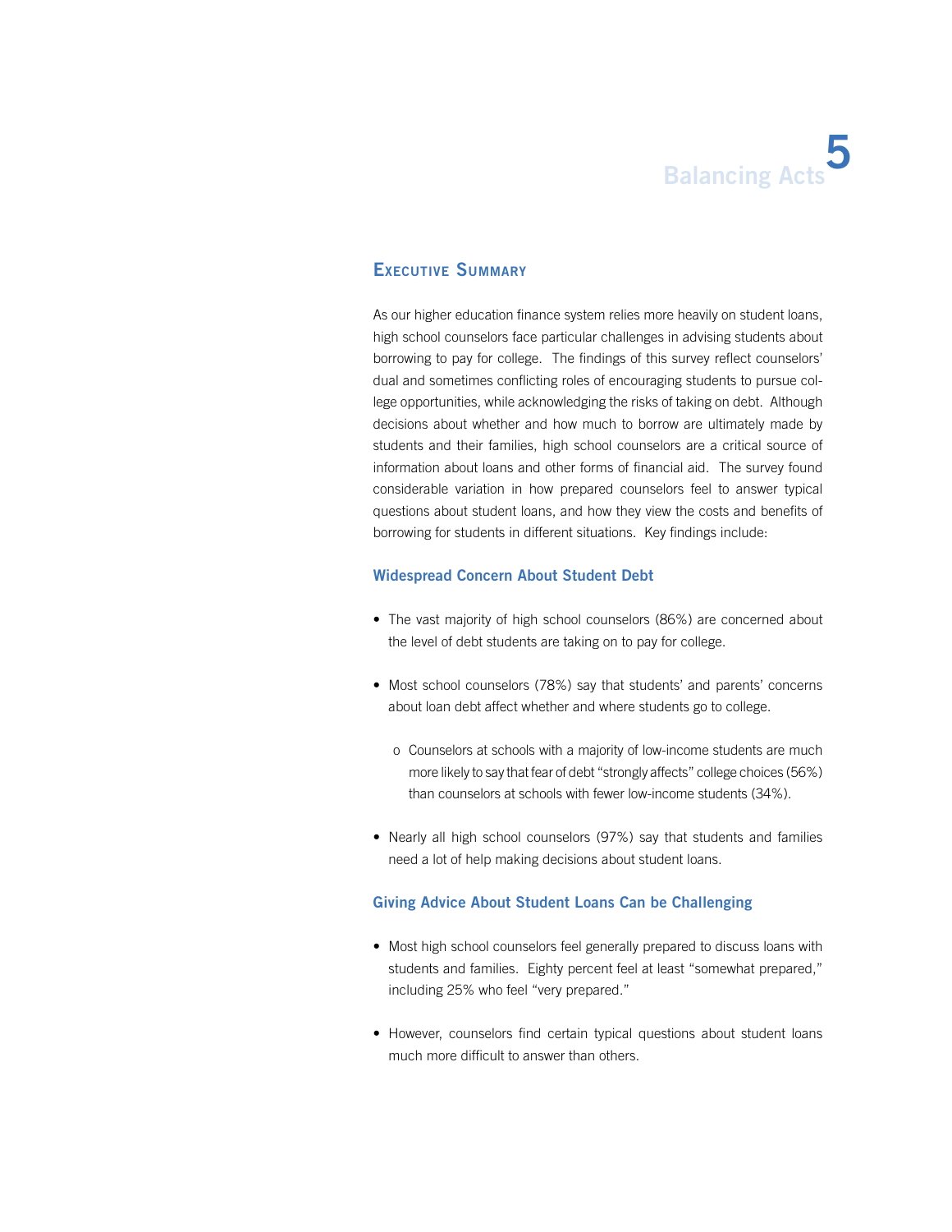## Executive Summary

As our higher education finance system relies more heavily on student loans, high school counselors face particular challenges in advising students about borrowing to pay for college. The findings of this survey reflect counselors' dual and sometimes conflicting roles of encouraging students to pursue college opportunities, while acknowledging the risks of taking on debt. Although decisions about whether and how much to borrow are ultimately made by students and their families, high school counselors are a critical source of information about loans and other forms of financial aid. The survey found considerable variation in how prepared counselors feel to answer typical questions about student loans, and how they view the costs and benefits of borrowing for students in different situations. Key findings include:

### Widespread Concern About Student Debt

- The vast majority of high school counselors (86%) are concerned about the level of debt students are taking on to pay for college.
- Most school counselors (78%) say that students' and parents' concerns about loan debt affect whether and where students go to college.
    - Counselors at schools with a majority of low-income students are much more likely to say that fear of debt "strongly affects" college choices (56%) than counselors at schools with fewer low-income students (34%).
- Nearly all high school counselors (97%) say that students and families need a lot of help making decisions about student loans.

### Giving Advice About Student Loans Can be Challenging

- Most high school counselors feel generally prepared to discuss loans with students and families. Eighty percent feel at least "somewhat prepared," including 25% who feel "very prepared."
- However, counselors find certain typical questions about student loans much more difficult to answer than others.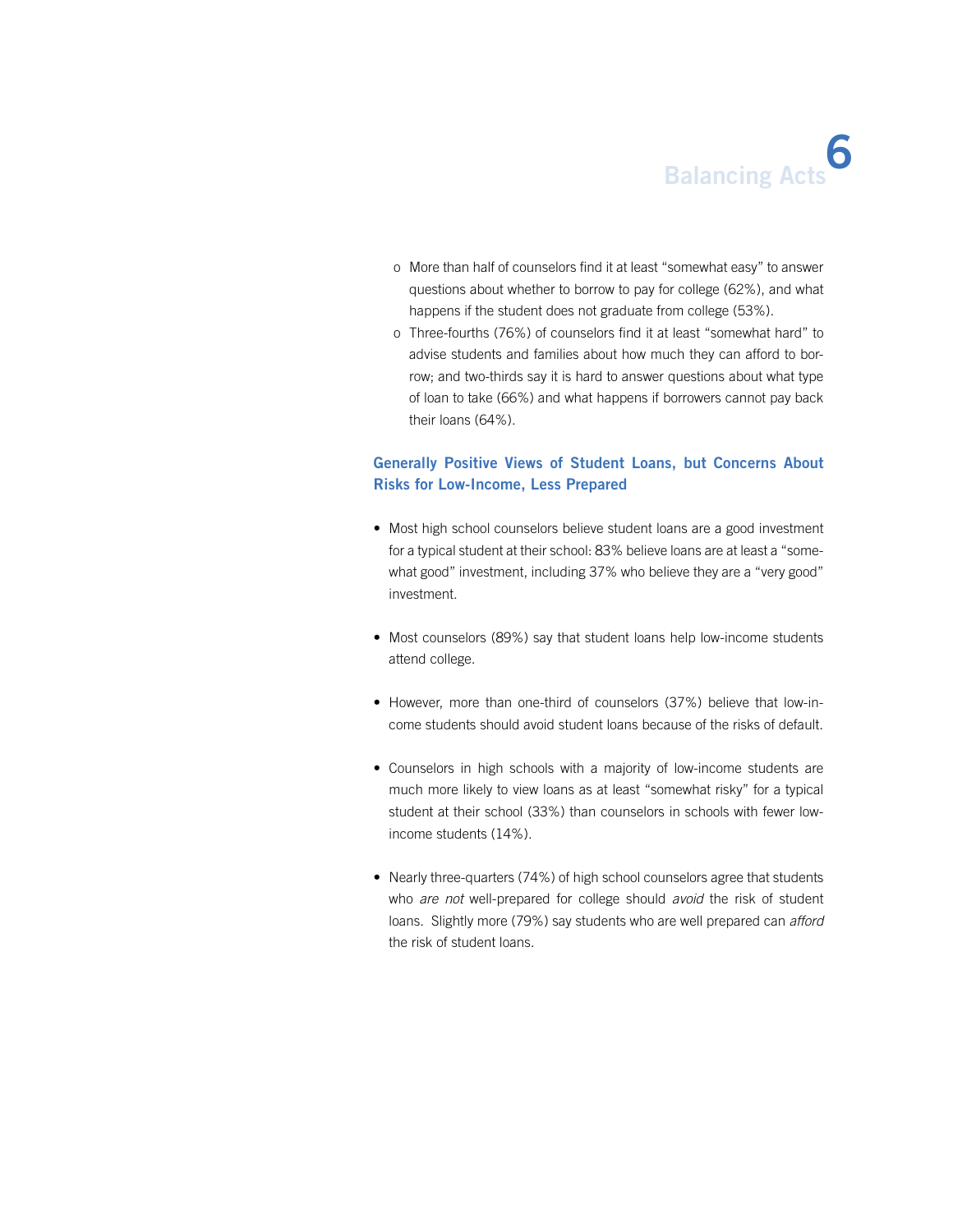- More than half of counselors find it at least "somewhat easy" to answer questions about whether to borrow to pay for college (62%), and what happens if the student does not graduate from college (53%).
- Three-fourths (76%) of counselors find it at least "somewhat hard" to advise students and families about how much they can afford to borrow; and two-thirds say it is hard to answer questions about what type of loan to take (66%) and what happens if borrowers cannot pay back their loans (64%).

## Generally Positive Views of Student Loans, but Concerns About Risks for Low-Income, Less Prepared

- Most high school counselors believe student loans are a good investment for a typical student at their school: 83% believe loans are at least a "somewhat good" investment, including 37% who believe they are a "very good" investment.

- Most counselors (89%) say that student loans help low-income students attend college.

- However, more than one-third of counselors (37%) believe that low-income students should avoid student loans because of the risks of default.

- Counselors in high schools with a majority of low-income students are much more likely to view loans as at least "somewhat risky" for a typical student at their school (33%) than counselors in schools with fewer low-income students (14%).

- Nearly three-quarters (74%) of high school counselors agree that students who *are not* well-prepared for college should *avoid* the risk of student loans. Slightly more (79%) say students who are well prepared can *afford* the risk of student loans.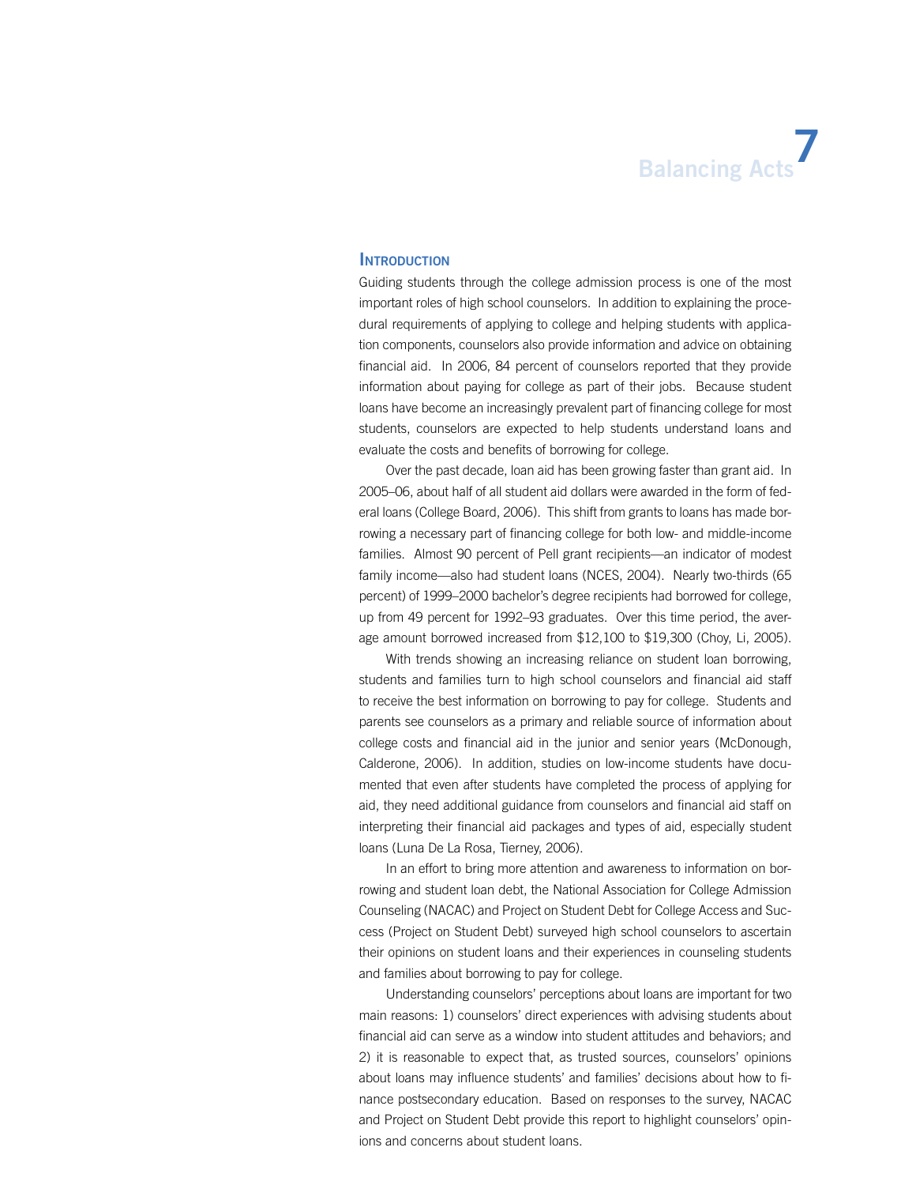## Introduction

Guiding students through the college admission process is one of the most important roles of high school counselors. In addition to explaining the procedural requirements of applying to college and helping students with application components, counselors also provide information and advice on obtaining financial aid. In 2006, 84 percent of counselors reported that they provide information about paying for college as part of their jobs. Because student loans have become an increasingly prevalent part of financing college for most students, counselors are expected to help students understand loans and evaluate the costs and benefits of borrowing for college.

Over the past decade, loan aid has been growing faster than grant aid. In 2005–06, about half of all student aid dollars were awarded in the form of federal loans (College Board, 2006). This shift from grants to loans has made borrowing a necessary part of financing college for both low- and middle-income families. Almost 90 percent of Pell grant recipients—an indicator of modest family income—also had student loans (NCES, 2004). Nearly two-thirds (65 percent) of 1999–2000 bachelor's degree recipients had borrowed for college, up from 49 percent for 1992–93 graduates. Over this time period, the average amount borrowed increased from $12,100 to $19,300 (Choy, Li, 2005).

With trends showing an increasing reliance on student loan borrowing, students and families turn to high school counselors and financial aid staff to receive the best information on borrowing to pay for college. Students and parents see counselors as a primary and reliable source of information about college costs and financial aid in the junior and senior years (McDonough, Calderone, 2006). In addition, studies on low-income students have documented that even after students have completed the process of applying for aid, they need additional guidance from counselors and financial aid staff on interpreting their financial aid packages and types of aid, especially student loans (Luna De La Rosa, Tierney, 2006).

In an effort to bring more attention and awareness to information on borrowing and student loan debt, the National Association for College Admission Counseling (NACAC) and Project on Student Debt for College Access and Success (Project on Student Debt) surveyed high school counselors to ascertain their opinions on student loans and their experiences in counseling students and families about borrowing to pay for college.

Understanding counselors' perceptions about loans are important for two main reasons: 1) counselors' direct experiences with advising students about financial aid can serve as a window into student attitudes and behaviors; and 2) it is reasonable to expect that, as trusted sources, counselors' opinions about loans may influence students' and families' decisions about how to finance postsecondary education. Based on responses to the survey, NACAC and Project on Student Debt provide this report to highlight counselors' opinions and concerns about student loans.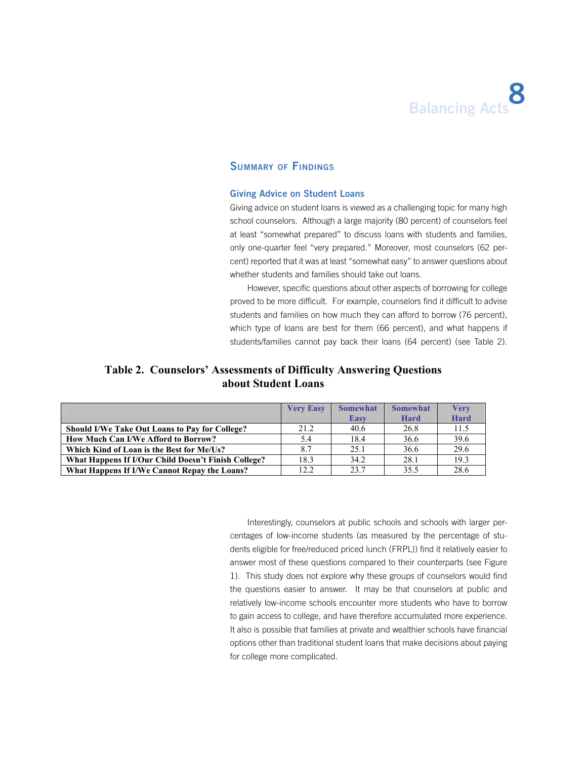## Summary of Findings

### Giving Advice on Student Loans

Giving advice on student loans is viewed as a challenging topic for many high school counselors. Although a large majority (80 percent) of counselors feel at least "somewhat prepared" to discuss loans with students and families, only one-quarter feel "very prepared." Moreover, most counselors (62 percent) reported that it was at least "somewhat easy" to answer questions about whether students and families should take out loans.

However, specific questions about other aspects of borrowing for college proved to be more difficult. For example, counselors find it difficult to advise students and families on how much they can afford to borrow (76 percent), which type of loans are best for them (66 percent), and what happens if students/families cannot pay back their loans (64 percent) (see Table 2).

**Table 2. Counselors' Assessments of Difficulty Answering Questions about Student Loans**

| | Very Easy | Somewhat Easy | Somewhat Hard | Very Hard |
|---|---|---|---|---|
| **Should I/We Take Out Loans to Pay for College?** | 21.2 | 40.6 | 26.8 | 11.5 |
| **How Much Can I/We Afford to Borrow?** | 5.4 | 18.4 | 36.6 | 39.6 |
| **Which Kind of Loan is the Best for Me/Us?** | 8.7 | 25.1 | 36.6 | 29.6 |
| **What Happens If I/Our Child Doesn't Finish College?** | 18.3 | 34.2 | 28.1 | 19.3 |
| **What Happens If I/We Cannot Repay the Loans?** | 12.2 | 23.7 | 35.5 | 28.6 |

Interestingly, counselors at public schools and schools with larger percentages of low-income students (as measured by the percentage of students eligible for free/reduced priced lunch (FRPL)) find it relatively easier to answer most of these questions compared to their counterparts (see Figure 1). This study does not explore why these groups of counselors would find the questions easier to answer. It may be that counselors at public and relatively low-income schools encounter more students who have to borrow to gain access to college, and have therefore accumulated more experience. It also is possible that families at private and wealthier schools have financial options other than traditional student loans that make decisions about paying for college more complicated.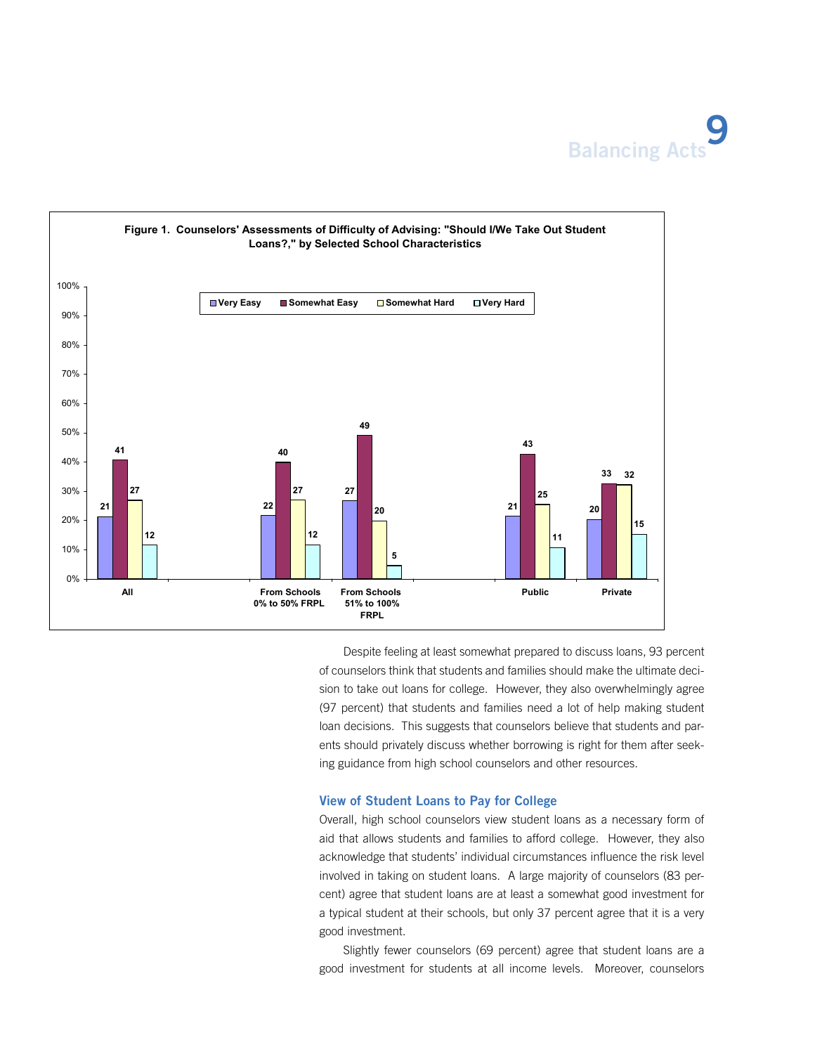**Figure 1. Counselors' Assessments of Difficulty of Advising: "Should I/We Take Out Student Loans?," by Selected School Characteristics**

| | Very Easy | Somewhat Easy | Somewhat Hard | Very Hard |
|---|---|---|---|---|
| All | 21 | 41 | 27 | 12 |
| From Schools 0% to 50% FRPL | 22 | 40 | 27 | 12 |
| From Schools 51% to 100% FRPL | 27 | 49 | 20 | 5 |
| Public | 21 | 43 | 25 | 11 |
| Private | 20 | 33 | 32 | 15 |

Despite feeling at least somewhat prepared to discuss loans, 93 percent of counselors think that students and families should make the ultimate decision to take out loans for college. However, they also overwhelmingly agree (97 percent) that students and families need a lot of help making student loan decisions. This suggests that counselors believe that students and parents should privately discuss whether borrowing is right for them after seeking guidance from high school counselors and other resources.

## View of Student Loans to Pay for College

Overall, high school counselors view student loans as a necessary form of aid that allows students and families to afford college. However, they also acknowledge that students' individual circumstances influence the risk level involved in taking on student loans. A large majority of counselors (83 percent) agree that student loans are at least a somewhat good investment for a typical student at their schools, but only 37 percent agree that it is a very good investment.

Slightly fewer counselors (69 percent) agree that student loans are a good investment for students at all income levels. Moreover, counselors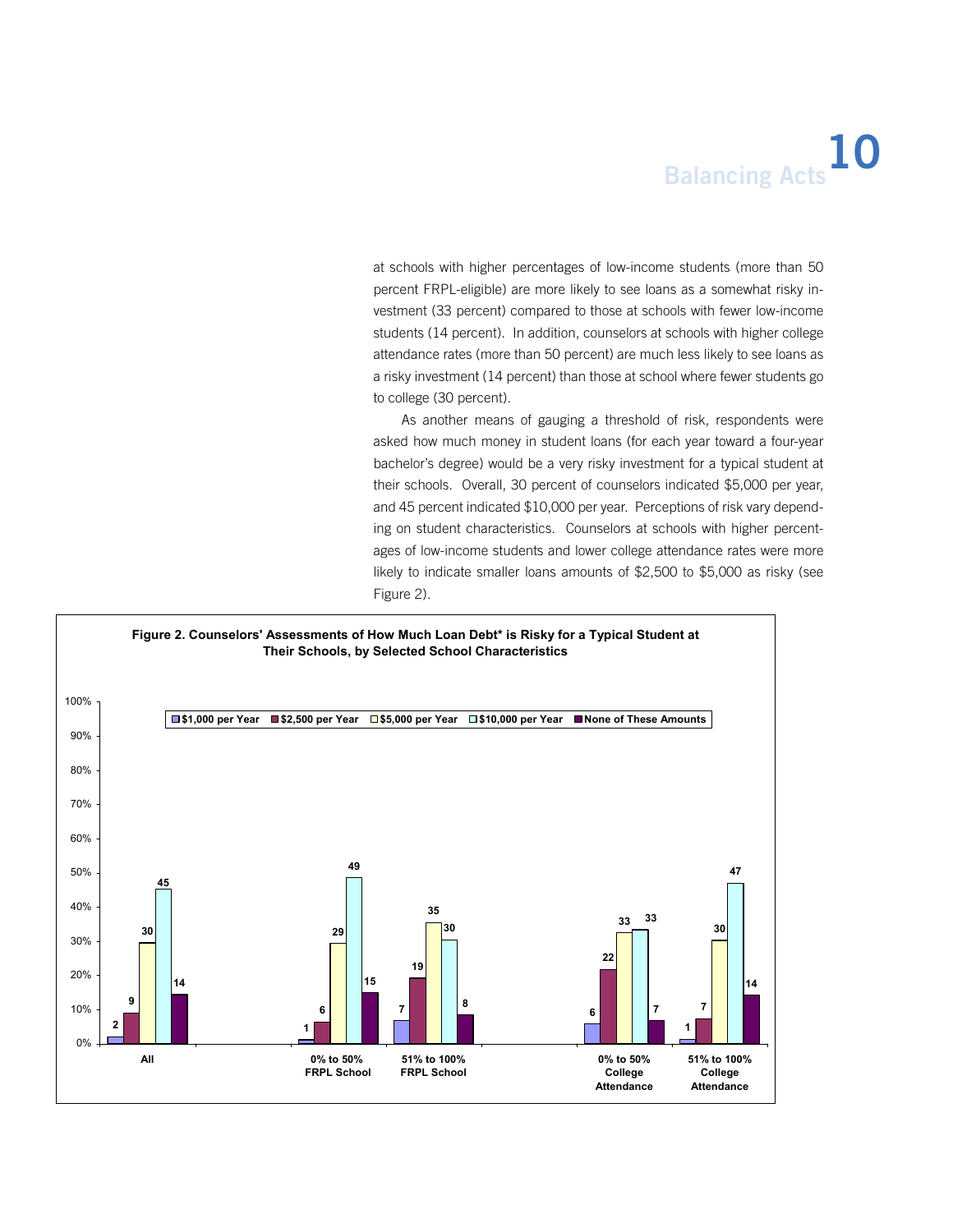at schools with higher percentages of low-income students (more than 50 percent FRPL-eligible) are more likely to see loans as a somewhat risky investment (33 percent) compared to those at schools with fewer low-income students (14 percent). In addition, counselors at schools with higher college attendance rates (more than 50 percent) are much less likely to see loans as a risky investment (14 percent) than those at school where fewer students go to college (30 percent).

As another means of gauging a threshold of risk, respondents were asked how much money in student loans (for each year toward a four-year bachelor's degree) would be a very risky investment for a typical student at their schools. Overall, 30 percent of counselors indicated \$5,000 per year, and 45 percent indicated \$10,000 per year. Perceptions of risk vary depending on student characteristics. Counselors at schools with higher percentages of low-income students and lower college attendance rates were more likely to indicate smaller loans amounts of \$2,500 to \$5,000 as risky (see Figure 2).

**Figure 2. Counselors' Assessments of How Much Loan Debt* is Risky for a Typical Student at Their Schools, by Selected School Characteristics**

| | $1,000 per Year | $2,500 per Year | $5,000 per Year | $10,000 per Year | None of These Amounts |
|---|---|---|---|---|---|
| All | 2 | 9 | 30 | 45 | 14 |
| 0% to 50% FRPL School | 1 | 6 | 29 | 49 | 15 |
| 51% to 100% FRPL School | 7 | 19 | 35 | 30 | 8 |
| 0% to 50% College Attendance | 6 | 22 | 33 | 33 | 7 |
| 51% to 100% College Attendance | 1 | 7 | 30 | 47 | 14 |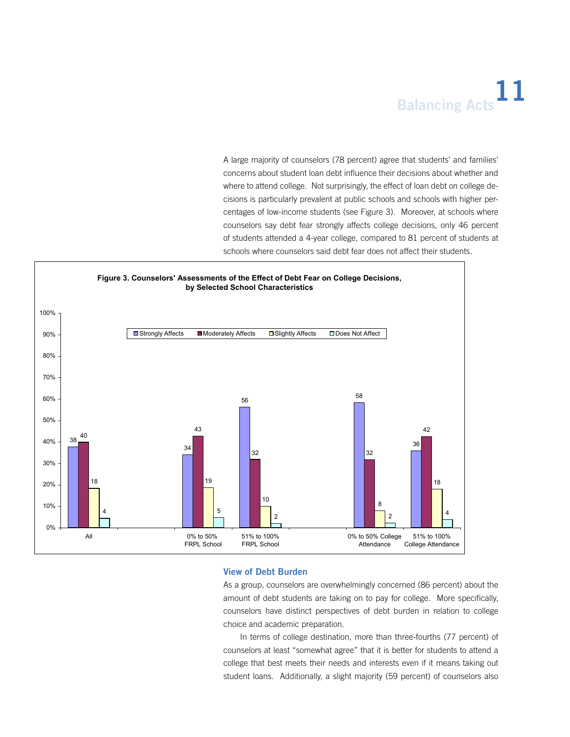A large majority of counselors (78 percent) agree that students' and families' concerns about student loan debt influence their decisions about whether and where to attend college. Not surprisingly, the effect of loan debt on college decisions is particularly prevalent at public schools and schools with higher percentages of low-income students (see Figure 3). Moreover, at schools where counselors say debt fear strongly affects college decisions, only 46 percent of students attended a 4-year college, compared to 81 percent of students at schools where counselors said debt fear does not affect their students.

**Figure 3. Counselors' Assessments of the Effect of Debt Fear on College Decisions, by Selected School Characteristics**

| | Strongly Affects | Moderately Affects | Slightly Affects | Does Not Affect |
|---|---|---|---|---|
| All | 38 | 40 | 18 | 4 |
| 0% to 50% FRPL School | 34 | 43 | 19 | 5 |
| 51% to 100% FRPL School | 56 | 32 | 10 | 2 |
| 0% to 50% College Attendance | 58 | 32 | 8 | 2 |
| 51% to 100% College Attendance | 36 | 42 | 18 | 4 |

### View of Debt Burden

As a group, counselors are overwhelmingly concerned (86 percent) about the amount of debt students are taking on to pay for college. More specifically, counselors have distinct perspectives of debt burden in relation to college choice and academic preparation.

In terms of college destination, more than three-fourths (77 percent) of counselors at least "somewhat agree" that it is better for students to attend a college that best meets their needs and interests even if it means taking out student loans. Additionally, a slight majority (59 percent) of counselors also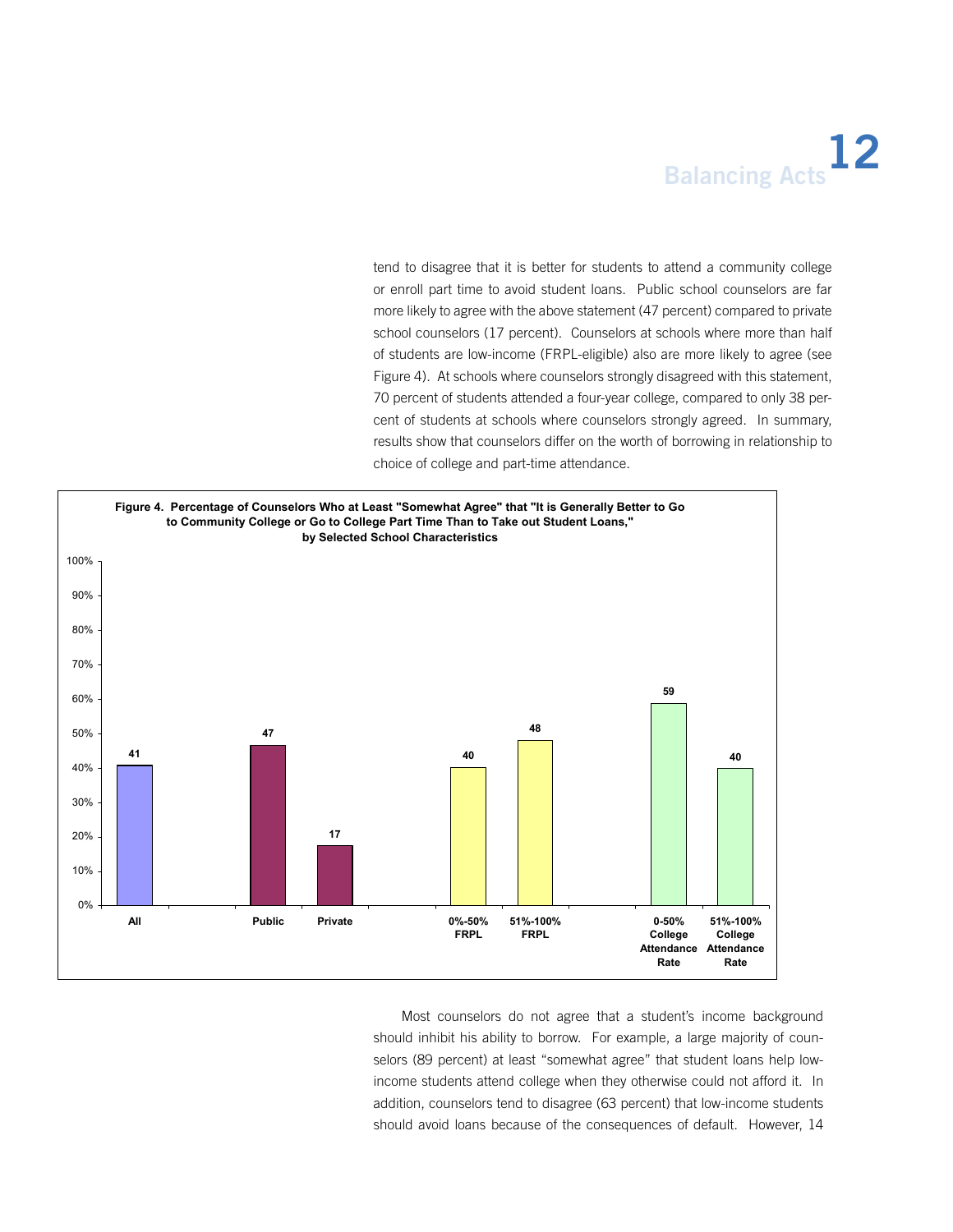tend to disagree that it is better for students to attend a community college or enroll part time to avoid student loans. Public school counselors are far more likely to agree with the above statement (47 percent) compared to private school counselors (17 percent). Counselors at schools where more than half of students are low-income (FRPL-eligible) also are more likely to agree (see Figure 4). At schools where counselors strongly disagreed with this statement, 70 percent of students attended a four-year college, compared to only 38 percent of students at schools where counselors strongly agreed. In summary, results show that counselors differ on the worth of borrowing in relationship to choice of college and part-time attendance.

**Figure 4. Percentage of Counselors Who at Least "Somewhat Agree" that "It is Generally Better to Go to Community College or Go to College Part Time Than to Take out Student Loans," by Selected School Characteristics**

| School Characteristic | Percent |
|---|---|
| All | 41 |
| Public | 47 |
| Private | 17 |
| 0%-50% FRPL | 40 |
| 51%-100% FRPL | 48 |
| 0-50% College Attendance Rate | 59 |
| 51%-100% College Attendance Rate | 40 |

Most counselors do not agree that a student's income background should inhibit his ability to borrow. For example, a large majority of counselors (89 percent) at least "somewhat agree" that student loans help low-income students attend college when they otherwise could not afford it. In addition, counselors tend to disagree (63 percent) that low-income students should avoid loans because of the consequences of default. However, 14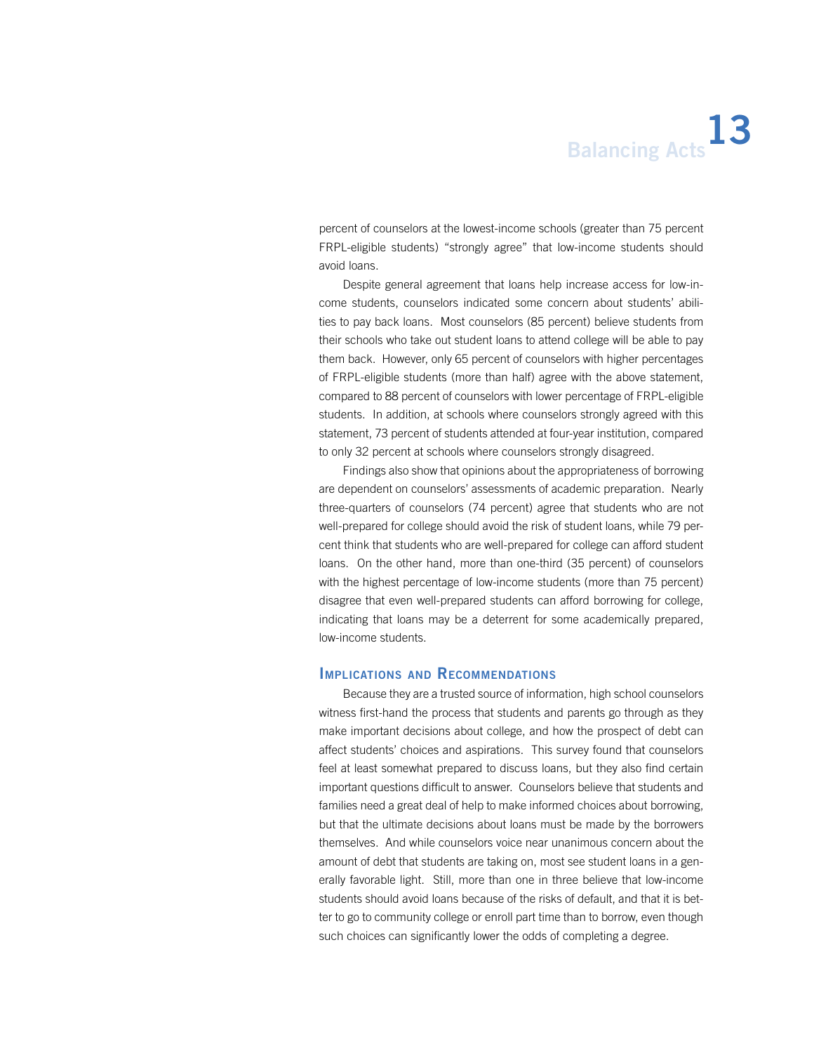percent of counselors at the lowest-income schools (greater than 75 percent FRPL-eligible students) "strongly agree" that low-income students should avoid loans.

Despite general agreement that loans help increase access for low-income students, counselors indicated some concern about students' abilities to pay back loans. Most counselors (85 percent) believe students from their schools who take out student loans to attend college will be able to pay them back. However, only 65 percent of counselors with higher percentages of FRPL-eligible students (more than half) agree with the above statement, compared to 88 percent of counselors with lower percentage of FRPL-eligible students. In addition, at schools where counselors strongly agreed with this statement, 73 percent of students attended at four-year institution, compared to only 32 percent at schools where counselors strongly disagreed.

Findings also show that opinions about the appropriateness of borrowing are dependent on counselors' assessments of academic preparation. Nearly three-quarters of counselors (74 percent) agree that students who are not well-prepared for college should avoid the risk of student loans, while 79 percent think that students who are well-prepared for college can afford student loans. On the other hand, more than one-third (35 percent) of counselors with the highest percentage of low-income students (more than 75 percent) disagree that even well-prepared students can afford borrowing for college, indicating that loans may be a deterrent for some academically prepared, low-income students.

## Implications and Recommendations

Because they are a trusted source of information, high school counselors witness first-hand the process that students and parents go through as they make important decisions about college, and how the prospect of debt can affect students' choices and aspirations. This survey found that counselors feel at least somewhat prepared to discuss loans, but they also find certain important questions difficult to answer. Counselors believe that students and families need a great deal of help to make informed choices about borrowing, but that the ultimate decisions about loans must be made by the borrowers themselves. And while counselors voice near unanimous concern about the amount of debt that students are taking on, most see student loans in a generally favorable light. Still, more than one in three believe that low-income students should avoid loans because of the risks of default, and that it is better to go to community college or enroll part time than to borrow, even though such choices can significantly lower the odds of completing a degree.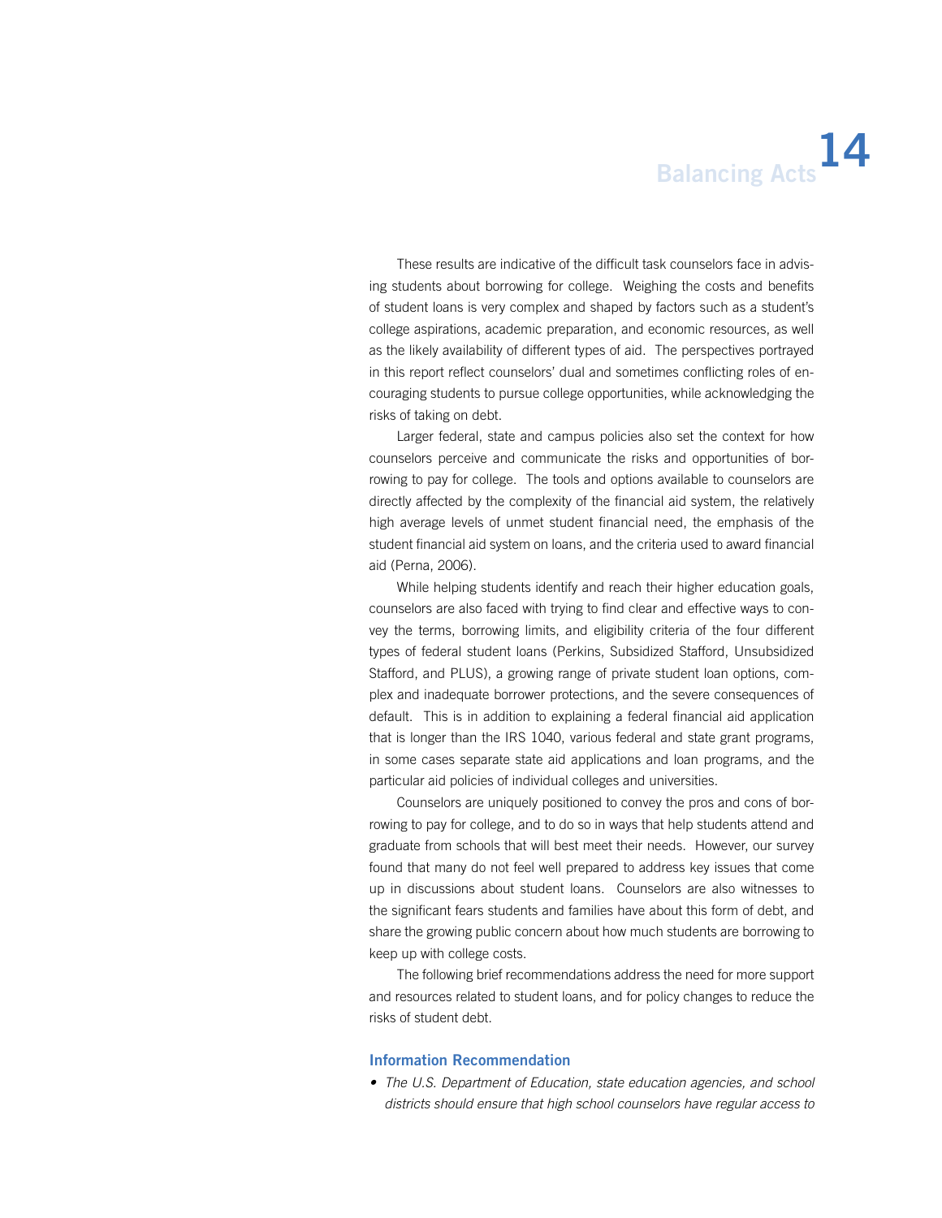These results are indicative of the difficult task counselors face in advising students about borrowing for college. Weighing the costs and benefits of student loans is very complex and shaped by factors such as a student's college aspirations, academic preparation, and economic resources, as well as the likely availability of different types of aid. The perspectives portrayed in this report reflect counselors' dual and sometimes conflicting roles of encouraging students to pursue college opportunities, while acknowledging the risks of taking on debt.

Larger federal, state and campus policies also set the context for how counselors perceive and communicate the risks and opportunities of borrowing to pay for college. The tools and options available to counselors are directly affected by the complexity of the financial aid system, the relatively high average levels of unmet student financial need, the emphasis of the student financial aid system on loans, and the criteria used to award financial aid (Perna, 2006).

While helping students identify and reach their higher education goals, counselors are also faced with trying to find clear and effective ways to convey the terms, borrowing limits, and eligibility criteria of the four different types of federal student loans (Perkins, Subsidized Stafford, Unsubsidized Stafford, and PLUS), a growing range of private student loan options, complex and inadequate borrower protections, and the severe consequences of default. This is in addition to explaining a federal financial aid application that is longer than the IRS 1040, various federal and state grant programs, in some cases separate state aid applications and loan programs, and the particular aid policies of individual colleges and universities.

Counselors are uniquely positioned to convey the pros and cons of borrowing to pay for college, and to do so in ways that help students attend and graduate from schools that will best meet their needs. However, our survey found that many do not feel well prepared to address key issues that come up in discussions about student loans. Counselors are also witnesses to the significant fears students and families have about this form of debt, and share the growing public concern about how much students are borrowing to keep up with college costs.

The following brief recommendations address the need for more support and resources related to student loans, and for policy changes to reduce the risks of student debt.

### Information Recommendation

- *The U.S. Department of Education, state education agencies, and school districts should ensure that high school counselors have regular access to*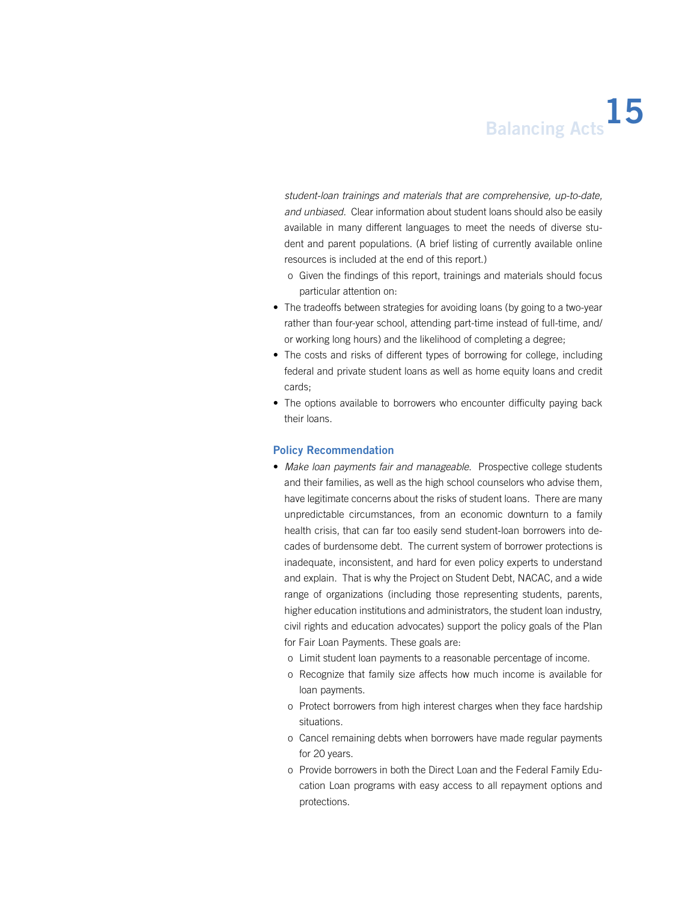*student-loan trainings and materials that are comprehensive, up-to-date, and unbiased.* Clear information about student loans should also be easily available in many different languages to meet the needs of diverse student and parent populations. (A brief listing of currently available online resources is included at the end of this report.)

  - o Given the findings of this report, trainings and materials should focus particular attention on:

- The tradeoffs between strategies for avoiding loans (by going to a two-year rather than four-year school, attending part-time instead of full-time, and/or working long hours) and the likelihood of completing a degree;
- The costs and risks of different types of borrowing for college, including federal and private student loans as well as home equity loans and credit cards;
- The options available to borrowers who encounter difficulty paying back their loans.

### Policy Recommendation

- *Make loan payments fair and manageable.* Prospective college students and their families, as well as the high school counselors who advise them, have legitimate concerns about the risks of student loans. There are many unpredictable circumstances, from an economic downturn to a family health crisis, that can far too easily send student-loan borrowers into decades of burdensome debt. The current system of borrower protections is inadequate, inconsistent, and hard for even policy experts to understand and explain. That is why the Project on Student Debt, NACAC, and a wide range of organizations (including those representing students, parents, higher education institutions and administrators, the student loan industry, civil rights and education advocates) support the policy goals of the Plan for Fair Loan Payments. These goals are:
  - o Limit student loan payments to a reasonable percentage of income.
  - o Recognize that family size affects how much income is available for loan payments.
  - o Protect borrowers from high interest charges when they face hardship situations.
  - o Cancel remaining debts when borrowers have made regular payments for 20 years.
  - o Provide borrowers in both the Direct Loan and the Federal Family Education Loan programs with easy access to all repayment options and protections.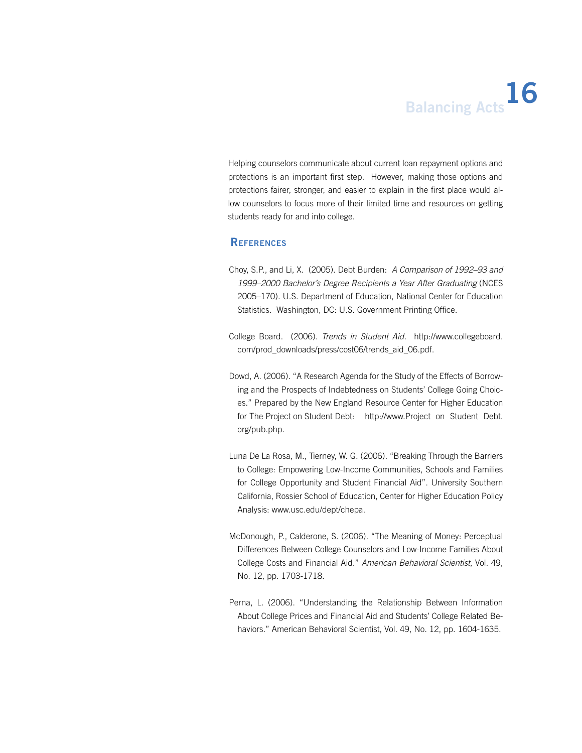Helping counselors communicate about current loan repayment options and protections is an important first step. However, making those options and protections fairer, stronger, and easier to explain in the first place would allow counselors to focus more of their limited time and resources on getting students ready for and into college.

## References

Choy, S.P., and Li, X. (2005). Debt Burden: *A Comparison of 1992–93 and 1999–2000 Bachelor's Degree Recipients a Year After Graduating* (NCES 2005–170). U.S. Department of Education, National Center for Education Statistics. Washington, DC: U.S. Government Printing Office.

College Board. (2006). *Trends in Student Aid.* http://www.collegeboard.com/prod_downloads/press/cost06/trends_aid_06.pdf.

Dowd, A. (2006). "A Research Agenda for the Study of the Effects of Borrowing and the Prospects of Indebtedness on Students' College Going Choices." Prepared by the New England Resource Center for Higher Education for The Project on Student Debt: http://www.Project on Student Debt.org/pub.php.

Luna De La Rosa, M., Tierney, W. G. (2006). "Breaking Through the Barriers to College: Empowering Low-Income Communities, Schools and Families for College Opportunity and Student Financial Aid". University Southern California, Rossier School of Education, Center for Higher Education Policy Analysis: www.usc.edu/dept/chepa.

McDonough, P., Calderone, S. (2006). "The Meaning of Money: Perceptual Differences Between College Counselors and Low-Income Families About College Costs and Financial Aid." *American Behavioral Scientist*, Vol. 49, No. 12, pp. 1703-1718.

Perna, L. (2006). "Understanding the Relationship Between Information About College Prices and Financial Aid and Students' College Related Behaviors." American Behavioral Scientist, Vol. 49, No. 12, pp. 1604-1635.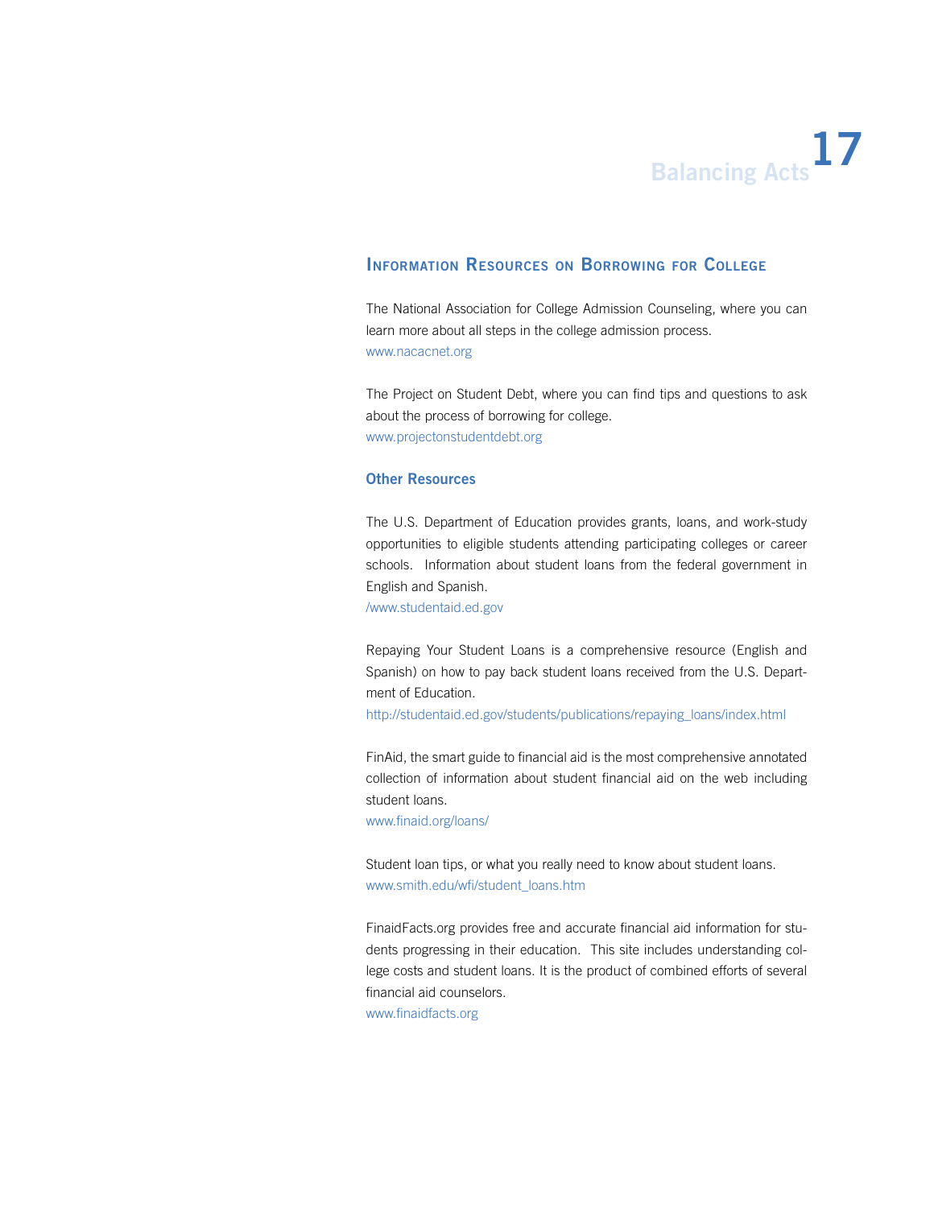## Information Resources on Borrowing for College

The National Association for College Admission Counseling, where you can learn more about all steps in the college admission process.
www.nacacnet.org

The Project on Student Debt, where you can find tips and questions to ask about the process of borrowing for college.
www.projectonstudentdebt.org

### Other Resources

The U.S. Department of Education provides grants, loans, and work-study opportunities to eligible students attending participating colleges or career schools. Information about student loans from the federal government in English and Spanish.
/www.studentaid.ed.gov

Repaying Your Student Loans is a comprehensive resource (English and Spanish) on how to pay back student loans received from the U.S. Department of Education.
http://studentaid.ed.gov/students/publications/repaying_loans/index.html

FinAid, the smart guide to financial aid is the most comprehensive annotated collection of information about student financial aid on the web including student loans.
www.finaid.org/loans/

Student loan tips, or what you really need to know about student loans.
www.smith.edu/wfi/student_loans.htm

FinaidFacts.org provides free and accurate financial aid information for students progressing in their education. This site includes understanding college costs and student loans. It is the product of combined efforts of several financial aid counselors.
www.finaidfacts.org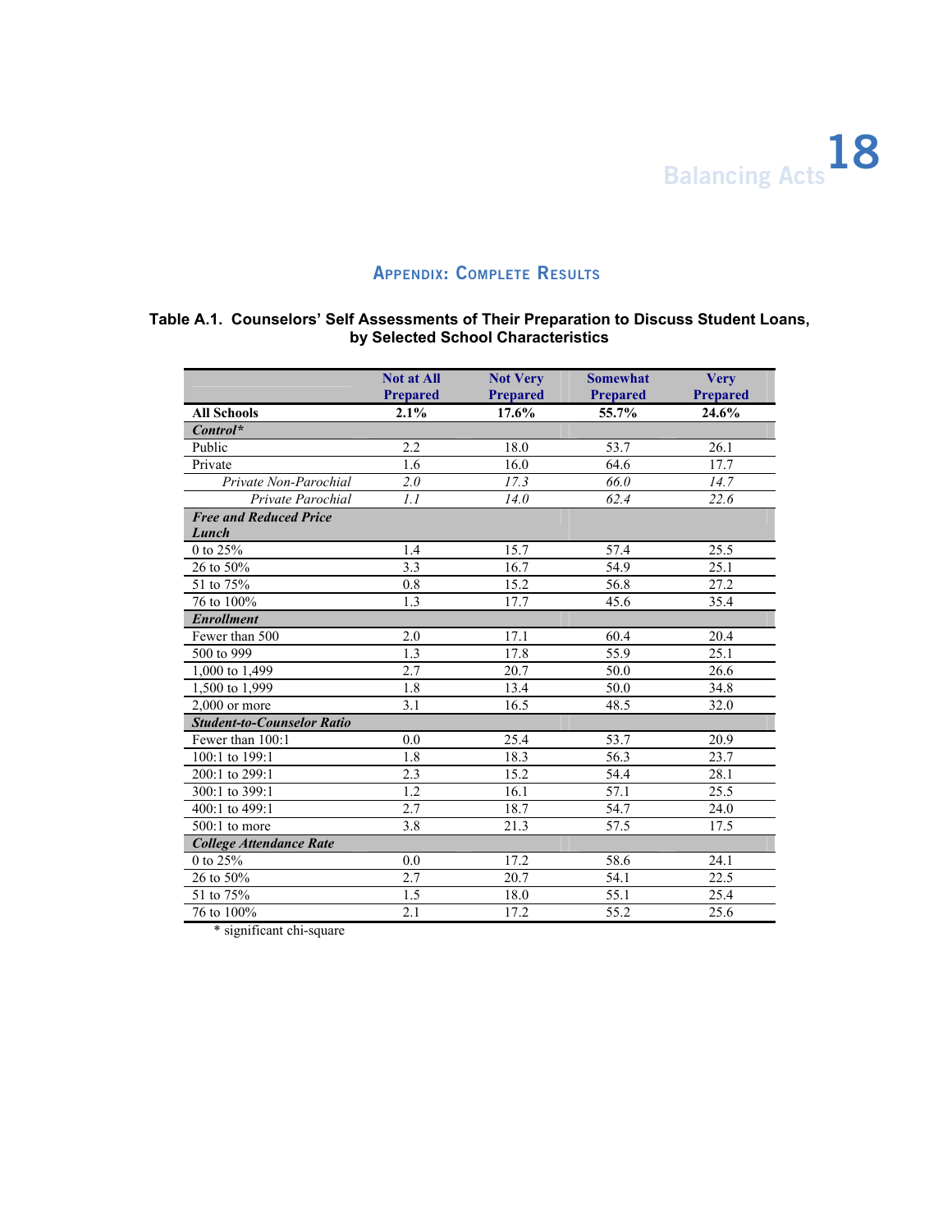## Appendix: Complete Results

### Table A.1. Counselors' Self Assessments of Their Preparation to Discuss Student Loans, by Selected School Characteristics

| | Not at All Prepared | Not Very Prepared | Somewhat Prepared | Very Prepared |
|---|---|---|---|---|
| **All Schools** | **2.1%** | **17.6%** | **55.7%** | **24.6%** |
| ***Control**** | | | | |
| Public | 2.2 | 18.0 | 53.7 | 26.1 |
| Private | 1.6 | 16.0 | 64.6 | 17.7 |
| *Private Non-Parochial* | *2.0* | *17.3* | *66.0* | *14.7* |
| *Private Parochial* | *1.1* | *14.0* | *62.4* | *22.6* |
| ***Free and Reduced Price Lunch*** | | | | |
| 0 to 25% | 1.4 | 15.7 | 57.4 | 25.5 |
| 26 to 50% | 3.3 | 16.7 | 54.9 | 25.1 |
| 51 to 75% | 0.8 | 15.2 | 56.8 | 27.2 |
| 76 to 100% | 1.3 | 17.7 | 45.6 | 35.4 |
| ***Enrollment*** | | | | |
| Fewer than 500 | 2.0 | 17.1 | 60.4 | 20.4 |
| 500 to 999 | 1.3 | 17.8 | 55.9 | 25.1 |
| 1,000 to 1,499 | 2.7 | 20.7 | 50.0 | 26.6 |
| 1,500 to 1,999 | 1.8 | 13.4 | 50.0 | 34.8 |
| 2,000 or more | 3.1 | 16.5 | 48.5 | 32.0 |
| ***Student-to-Counselor Ratio*** | | | | |
| Fewer than 100:1 | 0.0 | 25.4 | 53.7 | 20.9 |
| 100:1 to 199:1 | 1.8 | 18.3 | 56.3 | 23.7 |
| 200:1 to 299:1 | 2.3 | 15.2 | 54.4 | 28.1 |
| 300:1 to 399:1 | 1.2 | 16.1 | 57.1 | 25.5 |
| 400:1 to 499:1 | 2.7 | 18.7 | 54.7 | 24.0 |
| 500:1 to more | 3.8 | 21.3 | 57.5 | 17.5 |
| ***College Attendance Rate*** | | | | |
| 0 to 25% | 0.0 | 17.2 | 58.6 | 24.1 |
| 26 to 50% | 2.7 | 20.7 | 54.1 | 22.5 |
| 51 to 75% | 1.5 | 18.0 | 55.1 | 25.4 |
| 76 to 100% | 2.1 | 17.2 | 55.2 | 25.6 |

\* significant chi-square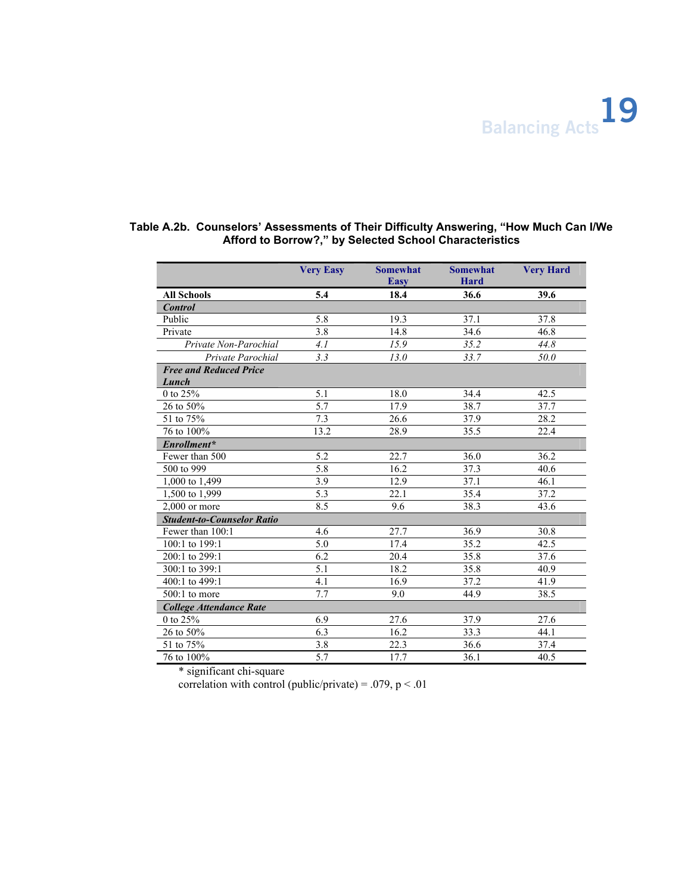**Table A.2b. Counselors' Assessments of Their Difficulty Answering, "How Much Can I/We Afford to Borrow?," by Selected School Characteristics**

| | Very Easy | Somewhat Easy | Somewhat Hard | Very Hard |
|---|---|---|---|---|
| **All Schools** | **5.4** | **18.4** | **36.6** | **39.6** |
| ***Control*** | | | | |
| Public | 5.8 | 19.3 | 37.1 | 37.8 |
| Private | 3.8 | 14.8 | 34.6 | 46.8 |
| *Private Non-Parochial* | *4.1* | *15.9* | *35.2* | *44.8* |
| *Private Parochial* | *3.3* | *13.0* | *33.7* | *50.0* |
| ***Free and Reduced Price Lunch*** | | | | |
| 0 to 25% | 5.1 | 18.0 | 34.4 | 42.5 |
| 26 to 50% | 5.7 | 17.9 | 38.7 | 37.7 |
| 51 to 75% | 7.3 | 26.6 | 37.9 | 28.2 |
| 76 to 100% | 13.2 | 28.9 | 35.5 | 22.4 |
| ***Enrollment**** | | | | |
| Fewer than 500 | 5.2 | 22.7 | 36.0 | 36.2 |
| 500 to 999 | 5.8 | 16.2 | 37.3 | 40.6 |
| 1,000 to 1,499 | 3.9 | 12.9 | 37.1 | 46.1 |
| 1,500 to 1,999 | 5.3 | 22.1 | 35.4 | 37.2 |
| 2,000 or more | 8.5 | 9.6 | 38.3 | 43.6 |
| ***Student-to-Counselor Ratio*** | | | | |
| Fewer than 100:1 | 4.6 | 27.7 | 36.9 | 30.8 |
| 100:1 to 199:1 | 5.0 | 17.4 | 35.2 | 42.5 |
| 200:1 to 299:1 | 6.2 | 20.4 | 35.8 | 37.6 |
| 300:1 to 399:1 | 5.1 | 18.2 | 35.8 | 40.9 |
| 400:1 to 499:1 | 4.1 | 16.9 | 37.2 | 41.9 |
| 500:1 to more | 7.7 | 9.0 | 44.9 | 38.5 |
| ***College Attendance Rate*** | | | | |
| 0 to 25% | 6.9 | 27.6 | 37.9 | 27.6 |
| 26 to 50% | 6.3 | 16.2 | 33.3 | 44.1 |
| 51 to 75% | 3.8 | 22.3 | 36.6 | 37.4 |
| 76 to 100% | 5.7 | 17.7 | 36.1 | 40.5 |

* significant chi-square

correlation with control (public/private) = .079, $p < .01$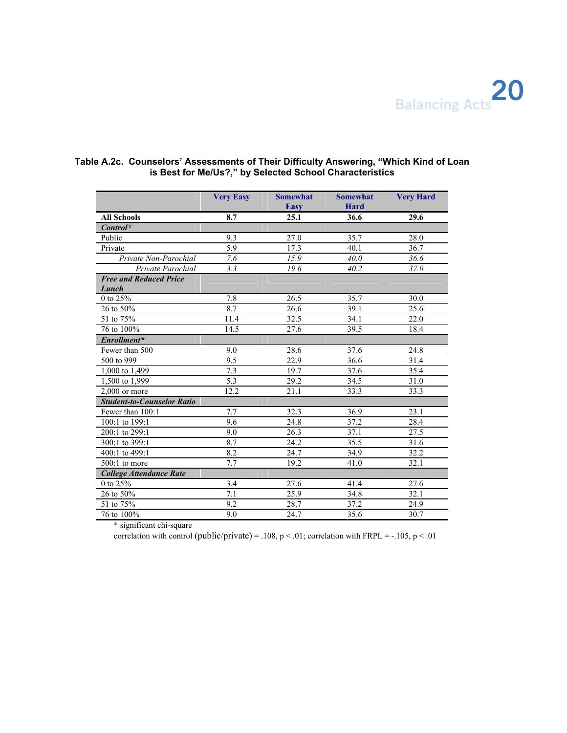**Table A.2c. Counselors' Assessments of Their Difficulty Answering, "Which Kind of Loan is Best for Me/Us?," by Selected School Characteristics**

| | Very Easy | Somewhat Easy | Somewhat Hard | Very Hard |
|---|---|---|---|---|
| **All Schools** | **8.7** | **25.1** | **36.6** | **29.6** |
| ***Control**** | | | | |
| Public | 9.3 | 27.0 | 35.7 | 28.0 |
| Private | 5.9 | 17.3 | 40.1 | 36.7 |
| *Private Non-Parochial* | *7.6* | *15.9* | *40.0* | *36.6* |
| *Private Parochial* | *3.3* | *19.6* | *40.2* | *37.0* |
| ***Free and Reduced Price Lunch*** | | | | |
| 0 to 25% | 7.8 | 26.5 | 35.7 | 30.0 |
| 26 to 50% | 8.7 | 26.6 | 39.1 | 25.6 |
| 51 to 75% | 11.4 | 32.5 | 34.1 | 22.0 |
| 76 to 100% | 14.5 | 27.6 | 39.5 | 18.4 |
| ***Enrollment**** | | | | |
| Fewer than 500 | 9.0 | 28.6 | 37.6 | 24.8 |
| 500 to 999 | 9.5 | 22.9 | 36.6 | 31.4 |
| 1,000 to 1,499 | 7.3 | 19.7 | 37.6 | 35.4 |
| 1,500 to 1,999 | 5.3 | 29.2 | 34.5 | 31.0 |
| 2,000 or more | 12.2 | 21.1 | 33.3 | 33.3 |
| ***Student-to-Counselor Ratio*** | | | | |
| Fewer than 100:1 | 7.7 | 32.3 | 36.9 | 23.1 |
| 100:1 to 199:1 | 9.6 | 24.8 | 37.2 | 28.4 |
| 200:1 to 299:1 | 9.0 | 26.3 | 37.1 | 27.5 |
| 300:1 to 399:1 | 8.7 | 24.2 | 35.5 | 31.6 |
| 400:1 to 499:1 | 8.2 | 24.7 | 34.9 | 32.2 |
| 500:1 to more | 7.7 | 19.2 | 41.0 | 32.1 |
| ***College Attendance Rate*** | | | | |
| 0 to 25% | 3.4 | 27.6 | 41.4 | 27.6 |
| 26 to 50% | 7.1 | 25.9 | 34.8 | 32.1 |
| 51 to 75% | 9.2 | 28.7 | 37.2 | 24.9 |
| 76 to 100% | 9.0 | 24.7 | 35.6 | 30.7 |

\* significant chi-square

correlation with control (public/private) = .108, $p < .01$; correlation with FRPL = -.105, $p < .01$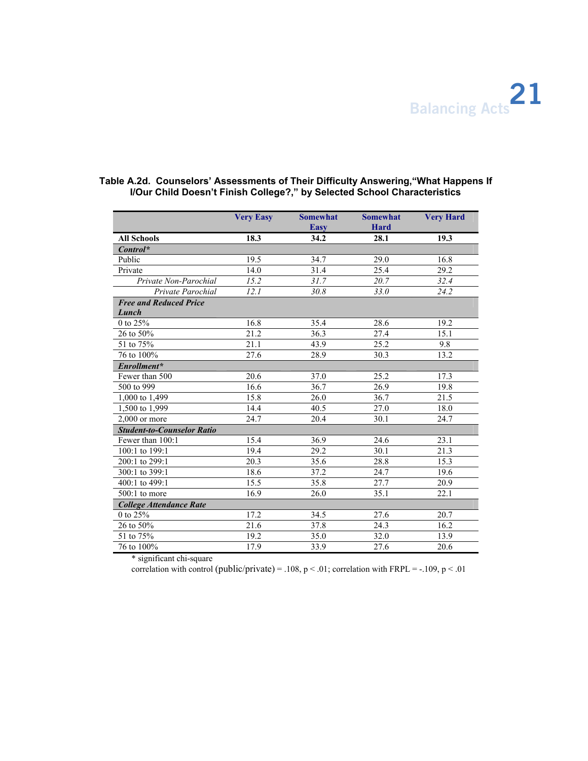**Table A.2d. Counselors' Assessments of Their Difficulty Answering,"What Happens If I/Our Child Doesn't Finish College?," by Selected School Characteristics**

| | Very Easy | Somewhat Easy | Somewhat Hard | Very Hard |
|---|---|---|---|---|
| **All Schools** | **18.3** | **34.2** | **28.1** | **19.3** |
| ***Control**** | | | | |
| Public | 19.5 | 34.7 | 29.0 | 16.8 |
| Private | 14.0 | 31.4 | 25.4 | 29.2 |
| *Private Non-Parochial* | *15.2* | *31.7* | *20.7* | *32.4* |
| *Private Parochial* | *12.1* | *30.8* | *33.0* | *24.2* |
| ***Free and Reduced Price Lunch*** | | | | |
| 0 to 25% | 16.8 | 35.4 | 28.6 | 19.2 |
| 26 to 50% | 21.2 | 36.3 | 27.4 | 15.1 |
| 51 to 75% | 21.1 | 43.9 | 25.2 | 9.8 |
| 76 to 100% | 27.6 | 28.9 | 30.3 | 13.2 |
| ***Enrollment**** | | | | |
| Fewer than 500 | 20.6 | 37.0 | 25.2 | 17.3 |
| 500 to 999 | 16.6 | 36.7 | 26.9 | 19.8 |
| 1,000 to 1,499 | 15.8 | 26.0 | 36.7 | 21.5 |
| 1,500 to 1,999 | 14.4 | 40.5 | 27.0 | 18.0 |
| 2,000 or more | 24.7 | 20.4 | 30.1 | 24.7 |
| ***Student-to-Counselor Ratio*** | | | | |
| Fewer than 100:1 | 15.4 | 36.9 | 24.6 | 23.1 |
| 100:1 to 199:1 | 19.4 | 29.2 | 30.1 | 21.3 |
| 200:1 to 299:1 | 20.3 | 35.6 | 28.8 | 15.3 |
| 300:1 to 399:1 | 18.6 | 37.2 | 24.7 | 19.6 |
| 400:1 to 499:1 | 15.5 | 35.8 | 27.7 | 20.9 |
| 500:1 to more | 16.9 | 26.0 | 35.1 | 22.1 |
| ***College Attendance Rate*** | | | | |
| 0 to 25% | 17.2 | 34.5 | 27.6 | 20.7 |
| 26 to 50% | 21.6 | 37.8 | 24.3 | 16.2 |
| 51 to 75% | 19.2 | 35.0 | 32.0 | 13.9 |
| 76 to 100% | 17.9 | 33.9 | 27.6 | 20.6 |

\* significant chi-square

correlation with control (public/private) = .108, $p < .01$; correlation with FRPL = -.109, $p < .01$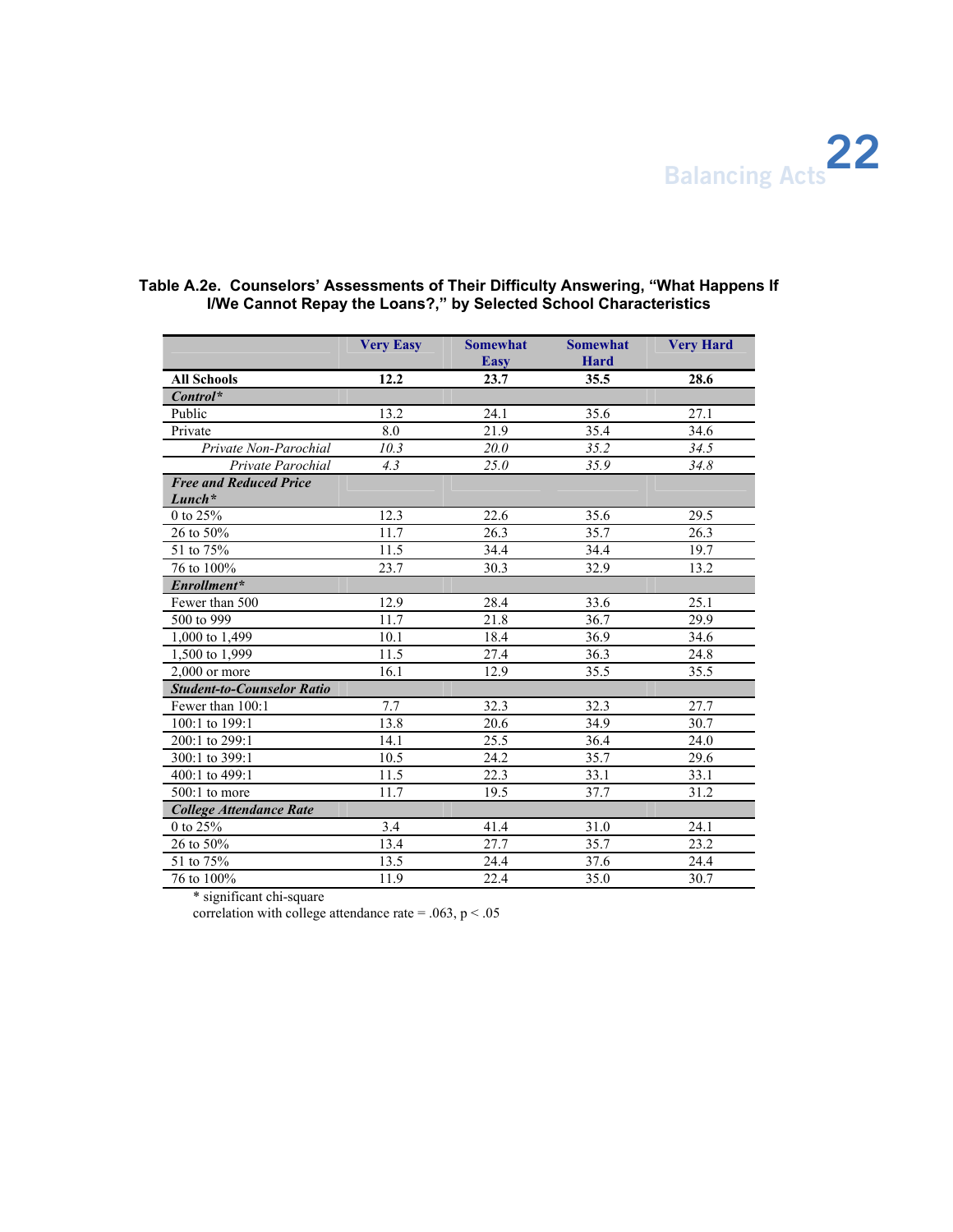**Table A.2e. Counselors' Assessments of Their Difficulty Answering, "What Happens If I/We Cannot Repay the Loans?," by Selected School Characteristics**

| | Very Easy | Somewhat Easy | Somewhat Hard | Very Hard |
|---|---|---|---|---|
| **All Schools** | **12.2** | **23.7** | **35.5** | **28.6** |
| ***Control**** | | | | |
| Public | 13.2 | 24.1 | 35.6 | 27.1 |
| Private | 8.0 | 21.9 | 35.4 | 34.6 |
| *Private Non-Parochial* | *10.3* | *20.0* | *35.2* | *34.5* |
| *Private Parochial* | *4.3* | *25.0* | *35.9* | *34.8* |
| ***Free and Reduced Price Lunch**** | | | | |
| 0 to 25% | 12.3 | 22.6 | 35.6 | 29.5 |
| 26 to 50% | 11.7 | 26.3 | 35.7 | 26.3 |
| 51 to 75% | 11.5 | 34.4 | 34.4 | 19.7 |
| 76 to 100% | 23.7 | 30.3 | 32.9 | 13.2 |
| ***Enrollment**** | | | | |
| Fewer than 500 | 12.9 | 28.4 | 33.6 | 25.1 |
| 500 to 999 | 11.7 | 21.8 | 36.7 | 29.9 |
| 1,000 to 1,499 | 10.1 | 18.4 | 36.9 | 34.6 |
| 1,500 to 1,999 | 11.5 | 27.4 | 36.3 | 24.8 |
| 2,000 or more | 16.1 | 12.9 | 35.5 | 35.5 |
| ***Student-to-Counselor Ratio*** | | | | |
| Fewer than 100:1 | 7.7 | 32.3 | 32.3 | 27.7 |
| 100:1 to 199:1 | 13.8 | 20.6 | 34.9 | 30.7 |
| 200:1 to 299:1 | 14.1 | 25.5 | 36.4 | 24.0 |
| 300:1 to 399:1 | 10.5 | 24.2 | 35.7 | 29.6 |
| 400:1 to 499:1 | 11.5 | 22.3 | 33.1 | 33.1 |
| 500:1 to more | 11.7 | 19.5 | 37.7 | 31.2 |
| ***College Attendance Rate*** | | | | |
| 0 to 25% | 3.4 | 41.4 | 31.0 | 24.1 |
| 26 to 50% | 13.4 | 27.7 | 35.7 | 23.2 |
| 51 to 75% | 13.5 | 24.4 | 37.6 | 24.4 |
| 76 to 100% | 11.9 | 22.4 | 35.0 | 30.7 |

\* significant chi-square

correlation with college attendance rate = .063, $p < .05$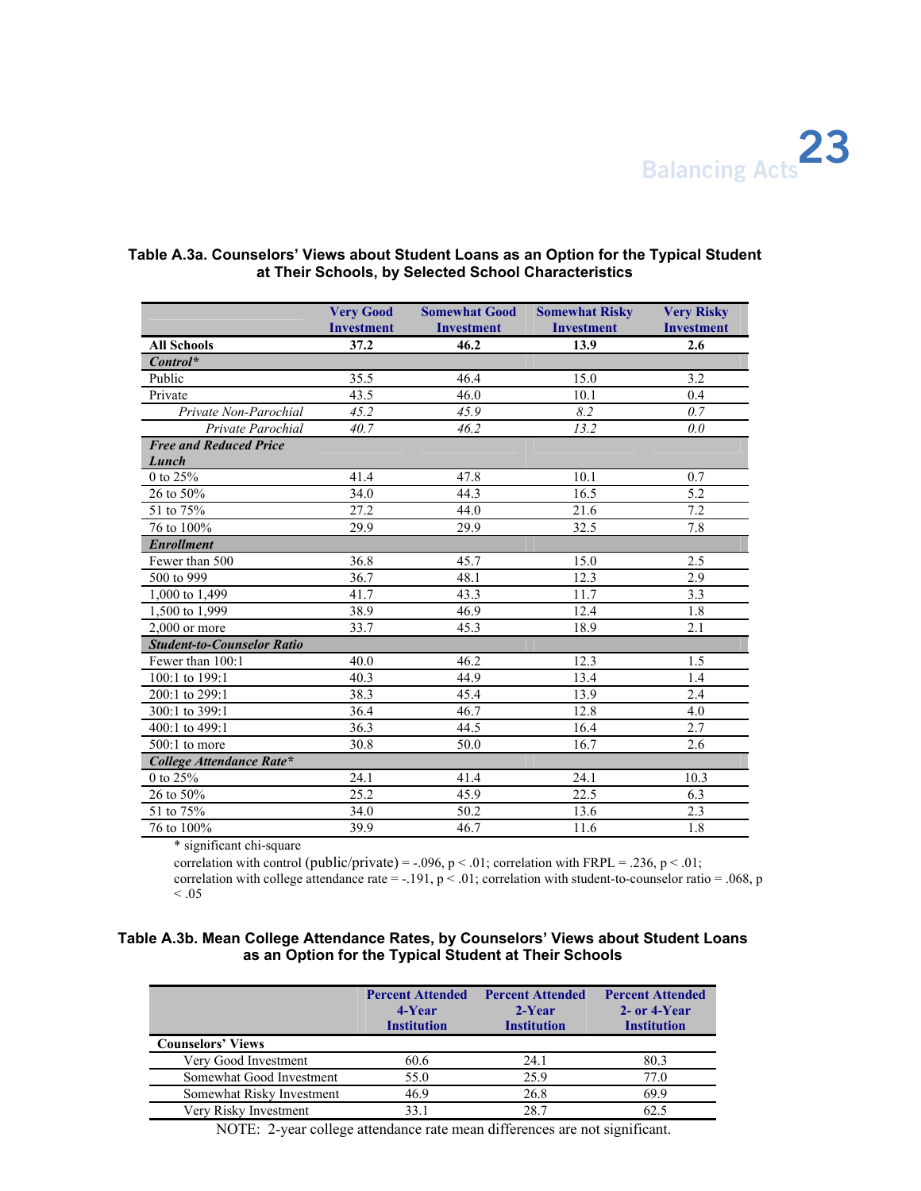### Table A.3a. Counselors' Views about Student Loans as an Option for the Typical Student at Their Schools, by Selected School Characteristics

| | Very Good Investment | Somewhat Good Investment | Somewhat Risky Investment | Very Risky Investment |
|---|---|---|---|---|
| **All Schools** | **37.2** | **46.2** | **13.9** | **2.6** |
| ***Control**** | | | | |
| Public | 35.5 | 46.4 | 15.0 | 3.2 |
| Private | 43.5 | 46.0 | 10.1 | 0.4 |
| *Private Non-Parochial* | *45.2* | *45.9* | *8.2* | *0.7* |
| *Private Parochial* | *40.7* | *46.2* | *13.2* | *0.0* |
| ***Free and Reduced Price Lunch*** | | | | |
| 0 to 25% | 41.4 | 47.8 | 10.1 | 0.7 |
| 26 to 50% | 34.0 | 44.3 | 16.5 | 5.2 |
| 51 to 75% | 27.2 | 44.0 | 21.6 | 7.2 |
| 76 to 100% | 29.9 | 29.9 | 32.5 | 7.8 |
| ***Enrollment*** | | | | |
| Fewer than 500 | 36.8 | 45.7 | 15.0 | 2.5 |
| 500 to 999 | 36.7 | 48.1 | 12.3 | 2.9 |
| 1,000 to 1,499 | 41.7 | 43.3 | 11.7 | 3.3 |
| 1,500 to 1,999 | 38.9 | 46.9 | 12.4 | 1.8 |
| 2,000 or more | 33.7 | 45.3 | 18.9 | 2.1 |
| ***Student-to-Counselor Ratio*** | | | | |
| Fewer than 100:1 | 40.0 | 46.2 | 12.3 | 1.5 |
| 100:1 to 199:1 | 40.3 | 44.9 | 13.4 | 1.4 |
| 200:1 to 299:1 | 38.3 | 45.4 | 13.9 | 2.4 |
| 300:1 to 399:1 | 36.4 | 46.7 | 12.8 | 4.0 |
| 400:1 to 499:1 | 36.3 | 44.5 | 16.4 | 2.7 |
| 500:1 to more | 30.8 | 50.0 | 16.7 | 2.6 |
| ***College Attendance Rate**** | | | | |
| 0 to 25% | 24.1 | 41.4 | 24.1 | 10.3 |
| 26 to 50% | 25.2 | 45.9 | 22.5 | 6.3 |
| 51 to 75% | 34.0 | 50.2 | 13.6 | 2.3 |
| 76 to 100% | 39.9 | 46.7 | 11.6 | 1.8 |

\* significant chi-square

correlation with control (public/private) = -.096, $p < .01$; correlation with FRPL = .236, $p < .01$; correlation with college attendance rate = -.191, $p < .01$; correlation with student-to-counselor ratio = .068, $p < .05$

### Table A.3b. Mean College Attendance Rates, by Counselors' Views about Student Loans as an Option for the Typical Student at Their Schools

| | Percent Attended 4-Year Institution | Percent Attended 2-Year Institution | Percent Attended 2- or 4-Year Institution |
|---|---|---|---|
| **Counselors' Views** | | | |
| Very Good Investment | 60.6 | 24.1 | 80.3 |
| Somewhat Good Investment | 55.0 | 25.9 | 77.0 |
| Somewhat Risky Investment | 46.9 | 26.8 | 69.9 |
| Very Risky Investment | 33.1 | 28.7 | 62.5 |

NOTE: 2-year college attendance rate mean differences are not significant.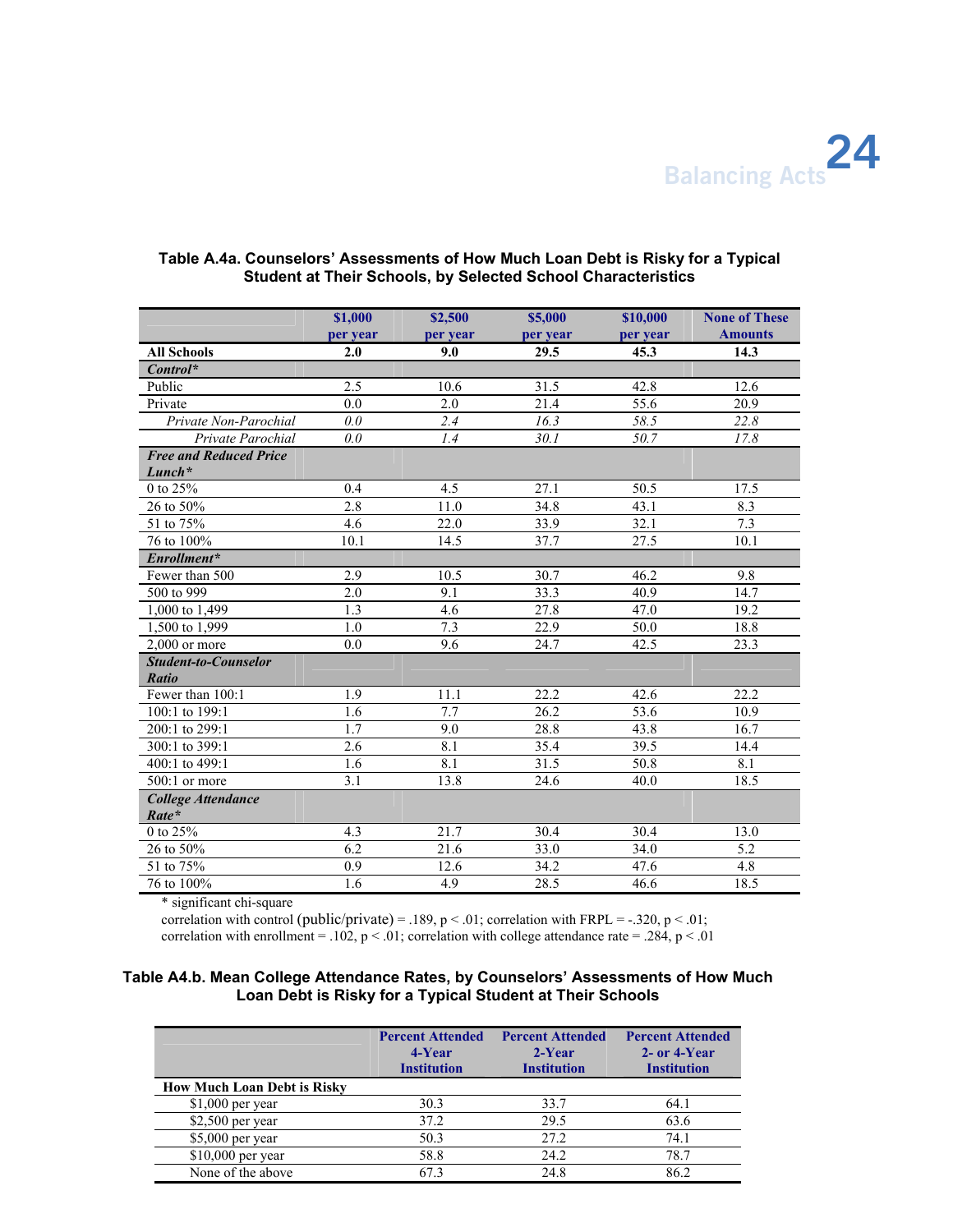**Table A.4a. Counselors' Assessments of How Much Loan Debt is Risky for a Typical Student at Their Schools, by Selected School Characteristics**

| | $1,000 per year | $2,500 per year | $5,000 per year | $10,000 per year | None of These Amounts |
|---|---|---|---|---|---|
| **All Schools** | **2.0** | **9.0** | **29.5** | **45.3** | **14.3** |
| ***Control**** | | | | | |
| Public | 2.5 | 10.6 | 31.5 | 42.8 | 12.6 |
| Private | 0.0 | 2.0 | 21.4 | 55.6 | 20.9 |
| *Private Non-Parochial* | *0.0* | *2.4* | *16.3* | *58.5* | *22.8* |
| *Private Parochial* | *0.0* | *1.4* | *30.1* | *50.7* | *17.8* |
| ***Free and Reduced Price Lunch**** | | | | | |
| 0 to 25% | 0.4 | 4.5 | 27.1 | 50.5 | 17.5 |
| 26 to 50% | 2.8 | 11.0 | 34.8 | 43.1 | 8.3 |
| 51 to 75% | 4.6 | 22.0 | 33.9 | 32.1 | 7.3 |
| 76 to 100% | 10.1 | 14.5 | 37.7 | 27.5 | 10.1 |
| ***Enrollment**** | | | | | |
| Fewer than 500 | 2.9 | 10.5 | 30.7 | 46.2 | 9.8 |
| 500 to 999 | 2.0 | 9.1 | 33.3 | 40.9 | 14.7 |
| 1,000 to 1,499 | 1.3 | 4.6 | 27.8 | 47.0 | 19.2 |
| 1,500 to 1,999 | 1.0 | 7.3 | 22.9 | 50.0 | 18.8 |
| 2,000 or more | 0.0 | 9.6 | 24.7 | 42.5 | 23.3 |
| ***Student-to-Counselor Ratio*** | | | | | |
| Fewer than 100:1 | 1.9 | 11.1 | 22.2 | 42.6 | 22.2 |
| 100:1 to 199:1 | 1.6 | 7.7 | 26.2 | 53.6 | 10.9 |
| 200:1 to 299:1 | 1.7 | 9.0 | 28.8 | 43.8 | 16.7 |
| 300:1 to 399:1 | 2.6 | 8.1 | 35.4 | 39.5 | 14.4 |
| 400:1 to 499:1 | 1.6 | 8.1 | 31.5 | 50.8 | 8.1 |
| 500:1 or more | 3.1 | 13.8 | 24.6 | 40.0 | 18.5 |
| ***College Attendance Rate**** | | | | | |
| 0 to 25% | 4.3 | 21.7 | 30.4 | 30.4 | 13.0 |
| 26 to 50% | 6.2 | 21.6 | 33.0 | 34.0 | 5.2 |
| 51 to 75% | 0.9 | 12.6 | 34.2 | 47.6 | 4.8 |
| 76 to 100% | 1.6 | 4.9 | 28.5 | 46.6 | 18.5 |

\* significant chi-square
correlation with control (public/private) = .189, $p < .01$; correlation with FRPL = -.320, $p < .01$; correlation with enrollment = .102, $p < .01$; correlation with college attendance rate = .284, $p < .01$

**Table A4.b. Mean College Attendance Rates, by Counselors' Assessments of How Much Loan Debt is Risky for a Typical Student at Their Schools**

| | Percent Attended 4-Year Institution | Percent Attended 2-Year Institution | Percent Attended 2- or 4-Year Institution |
|---|---|---|---|
| **How Much Loan Debt is Risky** | | | |
| $1,000 per year | 30.3 | 33.7 | 64.1 |
| $2,500 per year | 37.2 | 29.5 | 63.6 |
| $5,000 per year | 50.3 | 27.2 | 74.1 |
| $10,000 per year | 58.8 | 24.2 | 78.7 |
| None of the above | 67.3 | 24.8 | 86.2 |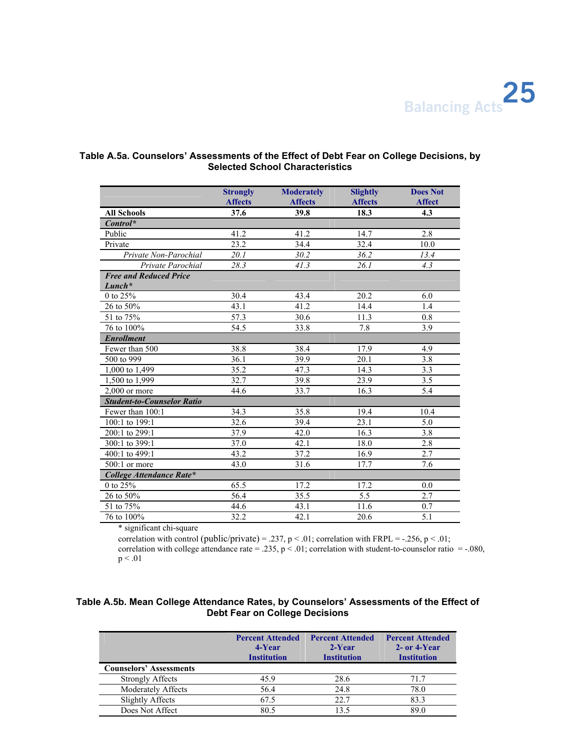## Table A.5a. Counselors' Assessments of the Effect of Debt Fear on College Decisions, by Selected School Characteristics

| | Strongly Affects | Moderately Affects | Slightly Affects | Does Not Affect |
|---|---|---|---|---|
| **All Schools** | **37.6** | **39.8** | **18.3** | **4.3** |
| ***Control**** | | | | |
| Public | 41.2 | 41.2 | 14.7 | 2.8 |
| Private | 23.2 | 34.4 | 32.4 | 10.0 |
| *Private Non-Parochial* | *20.1* | *30.2* | *36.2* | *13.4* |
| *Private Parochial* | *28.3* | *41.3* | *26.1* | *4.3* |
| ***Free and Reduced Price Lunch**** | | | | |
| 0 to 25% | 30.4 | 43.4 | 20.2 | 6.0 |
| 26 to 50% | 43.1 | 41.2 | 14.4 | 1.4 |
| 51 to 75% | 57.3 | 30.6 | 11.3 | 0.8 |
| 76 to 100% | 54.5 | 33.8 | 7.8 | 3.9 |
| ***Enrollment*** | | | | |
| Fewer than 500 | 38.8 | 38.4 | 17.9 | 4.9 |
| 500 to 999 | 36.1 | 39.9 | 20.1 | 3.8 |
| 1,000 to 1,499 | 35.2 | 47.3 | 14.3 | 3.3 |
| 1,500 to 1,999 | 32.7 | 39.8 | 23.9 | 3.5 |
| 2,000 or more | 44.6 | 33.7 | 16.3 | 5.4 |
| ***Student-to-Counselor Ratio*** | | | | |
| Fewer than 100:1 | 34.3 | 35.8 | 19.4 | 10.4 |
| 100:1 to 199:1 | 32.6 | 39.4 | 23.1 | 5.0 |
| 200:1 to 299:1 | 37.9 | 42.0 | 16.3 | 3.8 |
| 300:1 to 399:1 | 37.0 | 42.1 | 18.0 | 2.8 |
| 400:1 to 499:1 | 43.2 | 37.2 | 16.9 | 2.7 |
| 500:1 or more | 43.0 | 31.6 | 17.7 | 7.6 |
| ***College Attendance Rate**** | | | | |
| 0 to 25% | 65.5 | 17.2 | 17.2 | 0.0 |
| 26 to 50% | 56.4 | 35.5 | 5.5 | 2.7 |
| 51 to 75% | 44.6 | 43.1 | 11.6 | 0.7 |
| 76 to 100% | 32.2 | 42.1 | 20.6 | 5.1 |

\* significant chi-square

correlation with control (public/private) = .237, $p < .01$; correlation with FRPL = -.256, $p < .01$; correlation with college attendance rate = .235, $p < .01$; correlation with student-to-counselor ratio = -.080, $p < .01$

## Table A.5b. Mean College Attendance Rates, by Counselors' Assessments of the Effect of Debt Fear on College Decisions

| | Percent Attended 4-Year Institution | Percent Attended 2-Year Institution | Percent Attended 2- or 4-Year Institution |
|---|---|---|---|
| **Counselors' Assessments** | | | |
| Strongly Affects | 45.9 | 28.6 | 71.7 |
| Moderately Affects | 56.4 | 24.8 | 78.0 |
| Slightly Affects | 67.5 | 22.7 | 83.3 |
| Does Not Affect | 80.5 | 13.5 | 89.0 |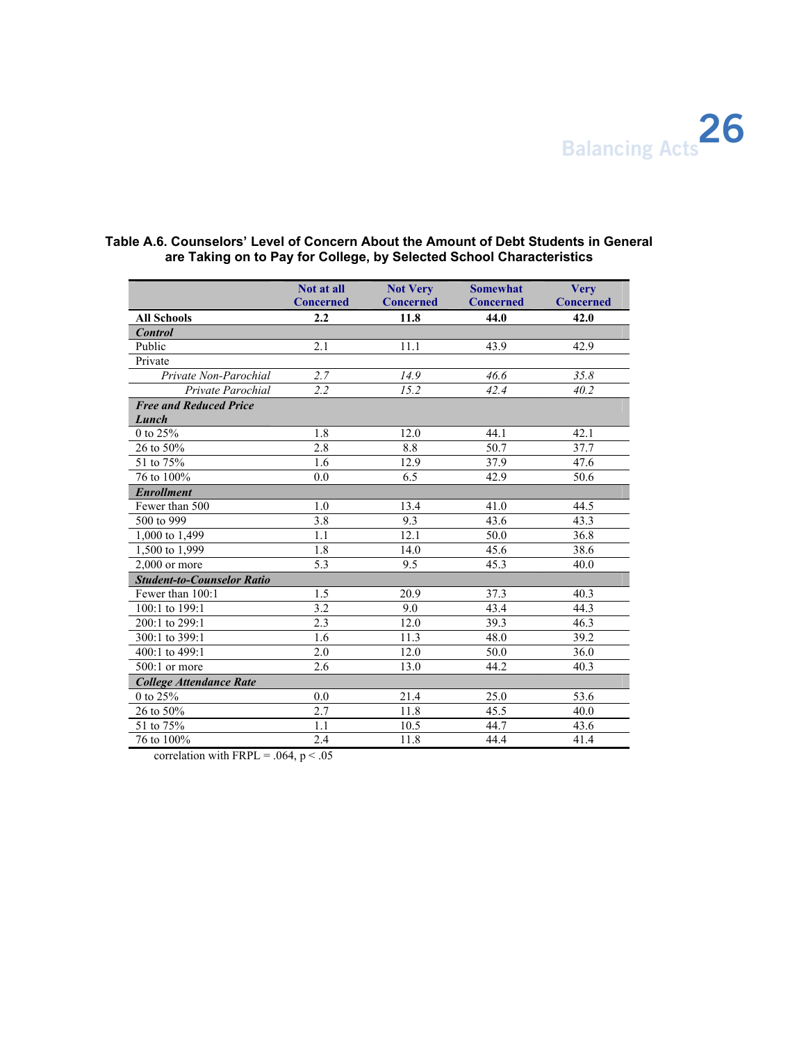**Table A.6. Counselors' Level of Concern About the Amount of Debt Students in General are Taking on to Pay for College, by Selected School Characteristics**

| | Not at all Concerned | Not Very Concerned | Somewhat Concerned | Very Concerned |
|---|---|---|---|---|
| **All Schools** | **2.2** | **11.8** | **44.0** | **42.0** |
| ***Control*** | | | | |
| Public | 2.1 | 11.1 | 43.9 | 42.9 |
| Private | | | | |
| *Private Non-Parochial* | *2.7* | *14.9* | *46.6* | *35.8* |
| *Private Parochial* | *2.2* | *15.2* | *42.4* | *40.2* |
| ***Free and Reduced Price Lunch*** | | | | |
| 0 to 25% | 1.8 | 12.0 | 44.1 | 42.1 |
| 26 to 50% | 2.8 | 8.8 | 50.7 | 37.7 |
| 51 to 75% | 1.6 | 12.9 | 37.9 | 47.6 |
| 76 to 100% | 0.0 | 6.5 | 42.9 | 50.6 |
| ***Enrollment*** | | | | |
| Fewer than 500 | 1.0 | 13.4 | 41.0 | 44.5 |
| 500 to 999 | 3.8 | 9.3 | 43.6 | 43.3 |
| 1,000 to 1,499 | 1.1 | 12.1 | 50.0 | 36.8 |
| 1,500 to 1,999 | 1.8 | 14.0 | 45.6 | 38.6 |
| 2,000 or more | 5.3 | 9.5 | 45.3 | 40.0 |
| ***Student-to-Counselor Ratio*** | | | | |
| Fewer than 100:1 | 1.5 | 20.9 | 37.3 | 40.3 |
| 100:1 to 199:1 | 3.2 | 9.0 | 43.4 | 44.3 |
| 200:1 to 299:1 | 2.3 | 12.0 | 39.3 | 46.3 |
| 300:1 to 399:1 | 1.6 | 11.3 | 48.0 | 39.2 |
| 400:1 to 499:1 | 2.0 | 12.0 | 50.0 | 36.0 |
| 500:1 or more | 2.6 | 13.0 | 44.2 | 40.3 |
| ***College Attendance Rate*** | | | | |
| 0 to 25% | 0.0 | 21.4 | 25.0 | 53.6 |
| 26 to 50% | 2.7 | 11.8 | 45.5 | 40.0 |
| 51 to 75% | 1.1 | 10.5 | 44.7 | 43.6 |
| 76 to 100% | 2.4 | 11.8 | 44.4 | 41.4 |

correlation with FRPL = .064, $p < .05$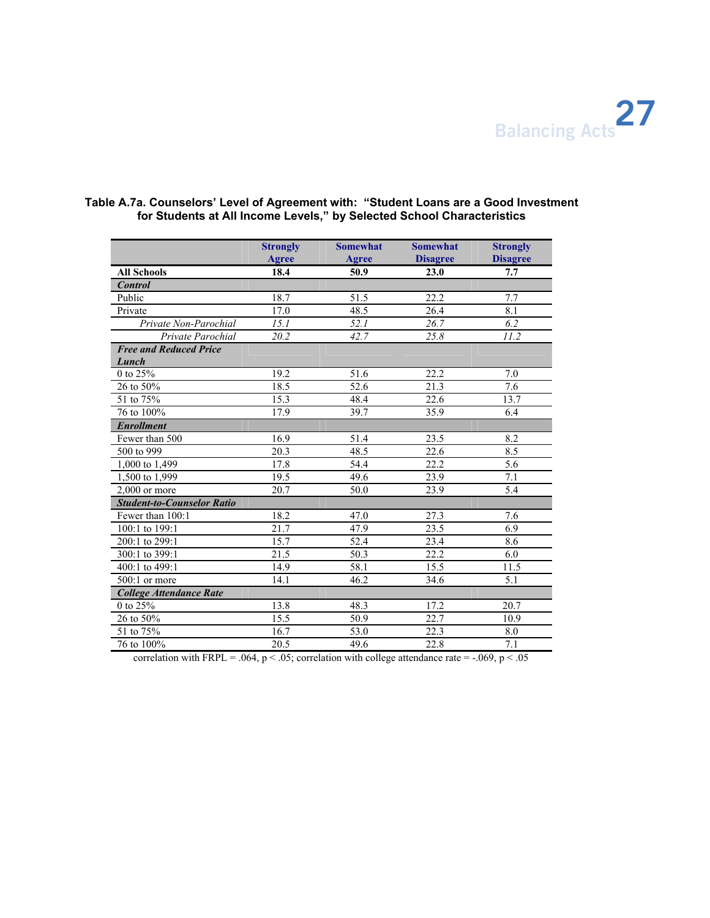**Table A.7a. Counselors' Level of Agreement with: "Student Loans are a Good Investment for Students at All Income Levels," by Selected School Characteristics**

| | Strongly Agree | Somewhat Agree | Somewhat Disagree | Strongly Disagree |
|---|---|---|---|---|
| **All Schools** | **18.4** | **50.9** | **23.0** | **7.7** |
| ***Control*** | | | | |
| Public | 18.7 | 51.5 | 22.2 | 7.7 |
| Private | 17.0 | 48.5 | 26.4 | 8.1 |
| *Private Non-Parochial* | *15.1* | *52.1* | *26.7* | *6.2* |
| *Private Parochial* | *20.2* | *42.7* | *25.8* | *11.2* |
| ***Free and Reduced Price Lunch*** | | | | |
| 0 to 25% | 19.2 | 51.6 | 22.2 | 7.0 |
| 26 to 50% | 18.5 | 52.6 | 21.3 | 7.6 |
| 51 to 75% | 15.3 | 48.4 | 22.6 | 13.7 |
| 76 to 100% | 17.9 | 39.7 | 35.9 | 6.4 |
| ***Enrollment*** | | | | |
| Fewer than 500 | 16.9 | 51.4 | 23.5 | 8.2 |
| 500 to 999 | 20.3 | 48.5 | 22.6 | 8.5 |
| 1,000 to 1,499 | 17.8 | 54.4 | 22.2 | 5.6 |
| 1,500 to 1,999 | 19.5 | 49.6 | 23.9 | 7.1 |
| 2,000 or more | 20.7 | 50.0 | 23.9 | 5.4 |
| ***Student-to-Counselor Ratio*** | | | | |
| Fewer than 100:1 | 18.2 | 47.0 | 27.3 | 7.6 |
| 100:1 to 199:1 | 21.7 | 47.9 | 23.5 | 6.9 |
| 200:1 to 299:1 | 15.7 | 52.4 | 23.4 | 8.6 |
| 300:1 to 399:1 | 21.5 | 50.3 | 22.2 | 6.0 |
| 400:1 to 499:1 | 14.9 | 58.1 | 15.5 | 11.5 |
| 500:1 or more | 14.1 | 46.2 | 34.6 | 5.1 |
| ***College Attendance Rate*** | | | | |
| 0 to 25% | 13.8 | 48.3 | 17.2 | 20.7 |
| 26 to 50% | 15.5 | 50.9 | 22.7 | 10.9 |
| 51 to 75% | 16.7 | 53.0 | 22.3 | 8.0 |
| 76 to 100% | 20.5 | 49.6 | 22.8 | 7.1 |

correlation with FRPL = .064, $p < .05$; correlation with college attendance rate = -.069, $p < .05$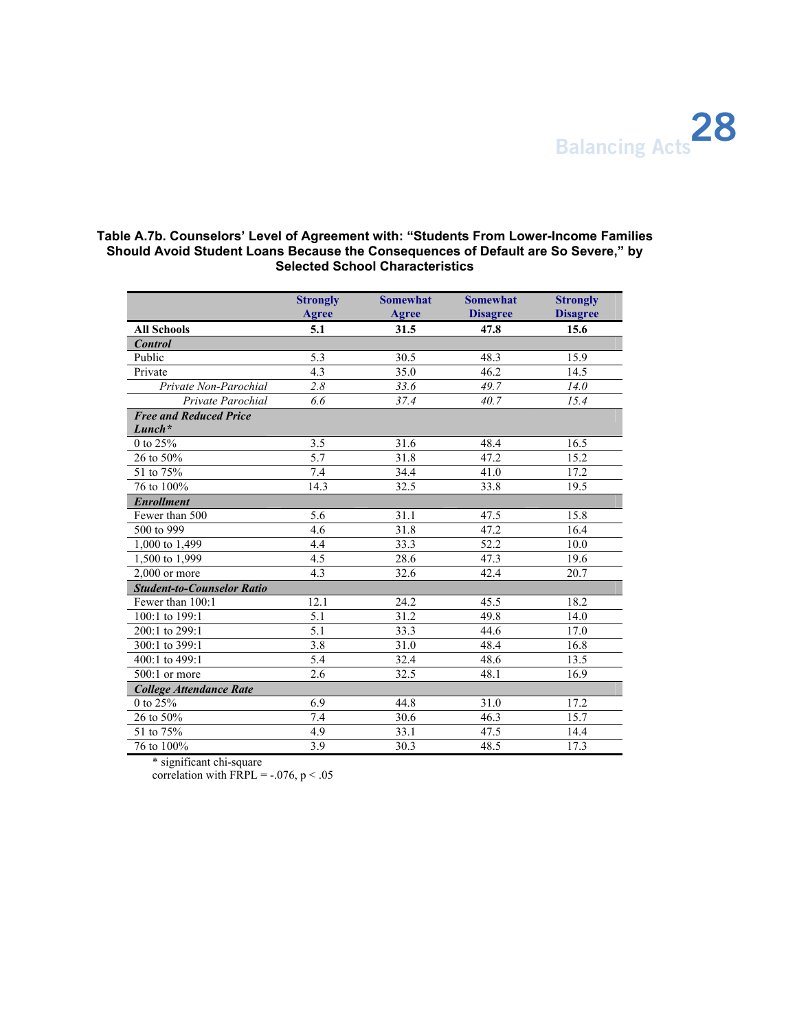**Table A.7b. Counselors' Level of Agreement with: "Students From Lower-Income Families Should Avoid Student Loans Because the Consequences of Default are So Severe," by Selected School Characteristics**

| | Strongly Agree | Somewhat Agree | Somewhat Disagree | Strongly Disagree |
|---|---|---|---|---|
| **All Schools** | **5.1** | **31.5** | **47.8** | **15.6** |
| ***Control*** | | | | |
| Public | 5.3 | 30.5 | 48.3 | 15.9 |
| Private | 4.3 | 35.0 | 46.2 | 14.5 |
| *Private Non-Parochial* | *2.8* | *33.6* | *49.7* | *14.0* |
| *Private Parochial* | *6.6* | *37.4* | *40.7* | *15.4* |
| ***Free and Reduced Price Lunch**** | | | | |
| 0 to 25% | 3.5 | 31.6 | 48.4 | 16.5 |
| 26 to 50% | 5.7 | 31.8 | 47.2 | 15.2 |
| 51 to 75% | 7.4 | 34.4 | 41.0 | 17.2 |
| 76 to 100% | 14.3 | 32.5 | 33.8 | 19.5 |
| ***Enrollment*** | | | | |
| Fewer than 500 | 5.6 | 31.1 | 47.5 | 15.8 |
| 500 to 999 | 4.6 | 31.8 | 47.2 | 16.4 |
| 1,000 to 1,499 | 4.4 | 33.3 | 52.2 | 10.0 |
| 1,500 to 1,999 | 4.5 | 28.6 | 47.3 | 19.6 |
| 2,000 or more | 4.3 | 32.6 | 42.4 | 20.7 |
| ***Student-to-Counselor Ratio*** | | | | |
| Fewer than 100:1 | 12.1 | 24.2 | 45.5 | 18.2 |
| 100:1 to 199:1 | 5.1 | 31.2 | 49.8 | 14.0 |
| 200:1 to 299:1 | 5.1 | 33.3 | 44.6 | 17.0 |
| 300:1 to 399:1 | 3.8 | 31.0 | 48.4 | 16.8 |
| 400:1 to 499:1 | 5.4 | 32.4 | 48.6 | 13.5 |
| 500:1 or more | 2.6 | 32.5 | 48.1 | 16.9 |
| ***College Attendance Rate*** | | | | |
| 0 to 25% | 6.9 | 44.8 | 31.0 | 17.2 |
| 26 to 50% | 7.4 | 30.6 | 46.3 | 15.7 |
| 51 to 75% | 4.9 | 33.1 | 47.5 | 14.4 |
| 76 to 100% | 3.9 | 30.3 | 48.5 | 17.3 |

\* significant chi-square
correlation with FRPL = -.076, $p < .05$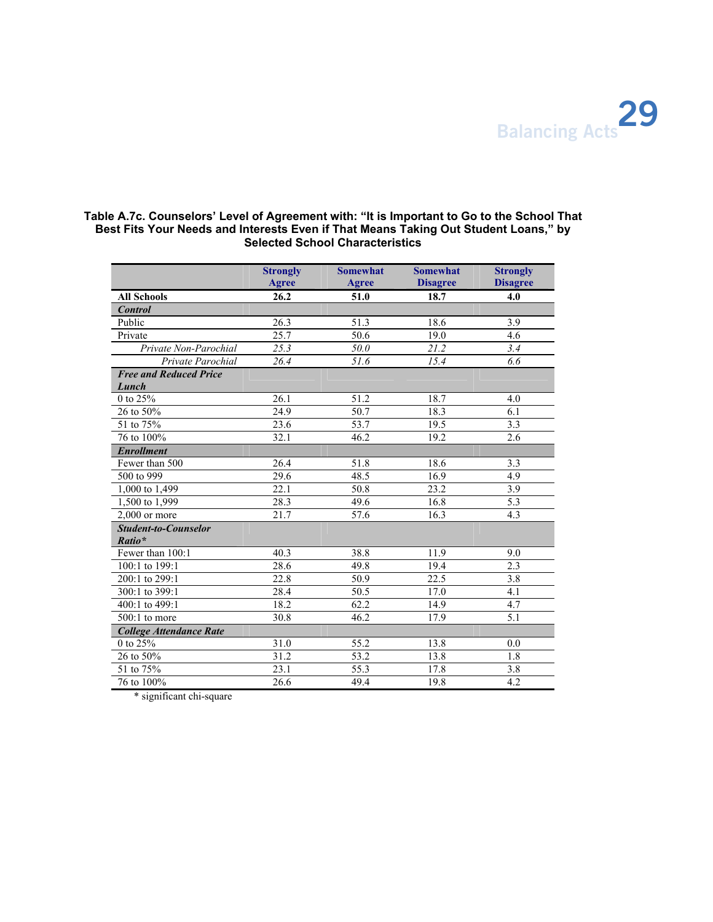**Table A.7c. Counselors' Level of Agreement with: "It is Important to Go to the School That Best Fits Your Needs and Interests Even if That Means Taking Out Student Loans," by Selected School Characteristics**

| | Strongly Agree | Somewhat Agree | Somewhat Disagree | Strongly Disagree |
|---|---|---|---|---|
| **All Schools** | **26.2** | **51.0** | **18.7** | **4.0** |
| ***Control*** | | | | |
| Public | 26.3 | 51.3 | 18.6 | 3.9 |
| Private | 25.7 | 50.6 | 19.0 | 4.6 |
| *Private Non-Parochial* | *25.3* | *50.0* | *21.2* | *3.4* |
| *Private Parochial* | *26.4* | *51.6* | *15.4* | *6.6* |
| ***Free and Reduced Price Lunch*** | | | | |
| 0 to 25% | 26.1 | 51.2 | 18.7 | 4.0 |
| 26 to 50% | 24.9 | 50.7 | 18.3 | 6.1 |
| 51 to 75% | 23.6 | 53.7 | 19.5 | 3.3 |
| 76 to 100% | 32.1 | 46.2 | 19.2 | 2.6 |
| ***Enrollment*** | | | | |
| Fewer than 500 | 26.4 | 51.8 | 18.6 | 3.3 |
| 500 to 999 | 29.6 | 48.5 | 16.9 | 4.9 |
| 1,000 to 1,499 | 22.1 | 50.8 | 23.2 | 3.9 |
| 1,500 to 1,999 | 28.3 | 49.6 | 16.8 | 5.3 |
| 2,000 or more | 21.7 | 57.6 | 16.3 | 4.3 |
| ***Student-to-Counselor Ratio**** | | | | |
| Fewer than 100:1 | 40.3 | 38.8 | 11.9 | 9.0 |
| 100:1 to 199:1 | 28.6 | 49.8 | 19.4 | 2.3 |
| 200:1 to 299:1 | 22.8 | 50.9 | 22.5 | 3.8 |
| 300:1 to 399:1 | 28.4 | 50.5 | 17.0 | 4.1 |
| 400:1 to 499:1 | 18.2 | 62.2 | 14.9 | 4.7 |
| 500:1 to more | 30.8 | 46.2 | 17.9 | 5.1 |
| ***College Attendance Rate*** | | | | |
| 0 to 25% | 31.0 | 55.2 | 13.8 | 0.0 |
| 26 to 50% | 31.2 | 53.2 | 13.8 | 1.8 |
| 51 to 75% | 23.1 | 55.3 | 17.8 | 3.8 |
| 76 to 100% | 26.6 | 49.4 | 19.8 | 4.2 |

\* significant chi-square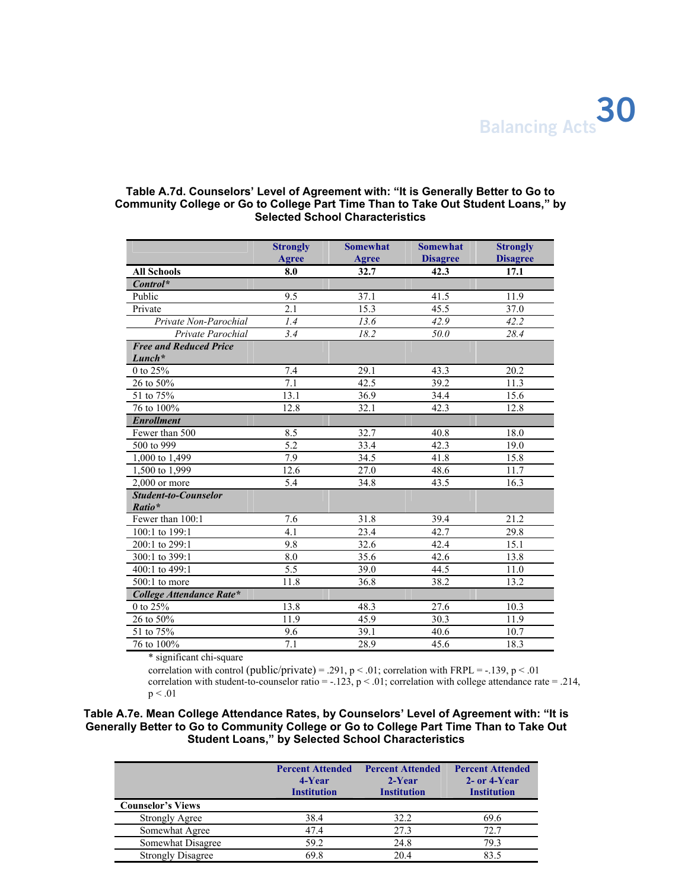**Table A.7d. Counselors' Level of Agreement with: "It is Generally Better to Go to Community College or Go to College Part Time Than to Take Out Student Loans," by Selected School Characteristics**

| | Strongly Agree | Somewhat Agree | Somewhat Disagree | Strongly Disagree |
|---|---|---|---|---|
| **All Schools** | **8.0** | **32.7** | **42.3** | **17.1** |
| ***Control**** | | | | |
| Public | 9.5 | 37.1 | 41.5 | 11.9 |
| Private | 2.1 | 15.3 | 45.5 | 37.0 |
| *Private Non-Parochial* | *1.4* | *13.6* | *42.9* | *42.2* |
| *Private Parochial* | *3.4* | *18.2* | *50.0* | *28.4* |
| ***Free and Reduced Price Lunch**** | | | | |
| 0 to 25% | 7.4 | 29.1 | 43.3 | 20.2 |
| 26 to 50% | 7.1 | 42.5 | 39.2 | 11.3 |
| 51 to 75% | 13.1 | 36.9 | 34.4 | 15.6 |
| 76 to 100% | 12.8 | 32.1 | 42.3 | 12.8 |
| ***Enrollment*** | | | | |
| Fewer than 500 | 8.5 | 32.7 | 40.8 | 18.0 |
| 500 to 999 | 5.2 | 33.4 | 42.3 | 19.0 |
| 1,000 to 1,499 | 7.9 | 34.5 | 41.8 | 15.8 |
| 1,500 to 1,999 | 12.6 | 27.0 | 48.6 | 11.7 |
| 2,000 or more | 5.4 | 34.8 | 43.5 | 16.3 |
| ***Student-to-Counselor Ratio**** | | | | |
| Fewer than 100:1 | 7.6 | 31.8 | 39.4 | 21.2 |
| 100:1 to 199:1 | 4.1 | 23.4 | 42.7 | 29.8 |
| 200:1 to 299:1 | 9.8 | 32.6 | 42.4 | 15.1 |
| 300:1 to 399:1 | 8.0 | 35.6 | 42.6 | 13.8 |
| 400:1 to 499:1 | 5.5 | 39.0 | 44.5 | 11.0 |
| 500:1 to more | 11.8 | 36.8 | 38.2 | 13.2 |
| ***College Attendance Rate**** | | | | |
| 0 to 25% | 13.8 | 48.3 | 27.6 | 10.3 |
| 26 to 50% | 11.9 | 45.9 | 30.3 | 11.9 |
| 51 to 75% | 9.6 | 39.1 | 40.6 | 10.7 |
| 76 to 100% | 7.1 | 28.9 | 45.6 | 18.3 |

* significant chi-square

correlation with control (public/private) = .291, $p < .01$; correlation with FRPL = -.139, $p < .01$
correlation with student-to-counselor ratio = -.123, $p < .01$; correlation with college attendance rate = .214, $p < .01$

**Table A.7e. Mean College Attendance Rates, by Counselors' Level of Agreement with: "It is Generally Better to Go to Community College or Go to College Part Time Than to Take Out Student Loans," by Selected School Characteristics**

| | Percent Attended 4-Year Institution | Percent Attended 2-Year Institution | Percent Attended 2- or 4-Year Institution |
|---|---|---|---|
| **Counselor's Views** | | | |
| Strongly Agree | 38.4 | 32.2 | 69.6 |
| Somewhat Agree | 47.4 | 27.3 | 72.7 |
| Somewhat Disagree | 59.2 | 24.8 | 79.3 |
| Strongly Disagree | 69.8 | 20.4 | 83.5 |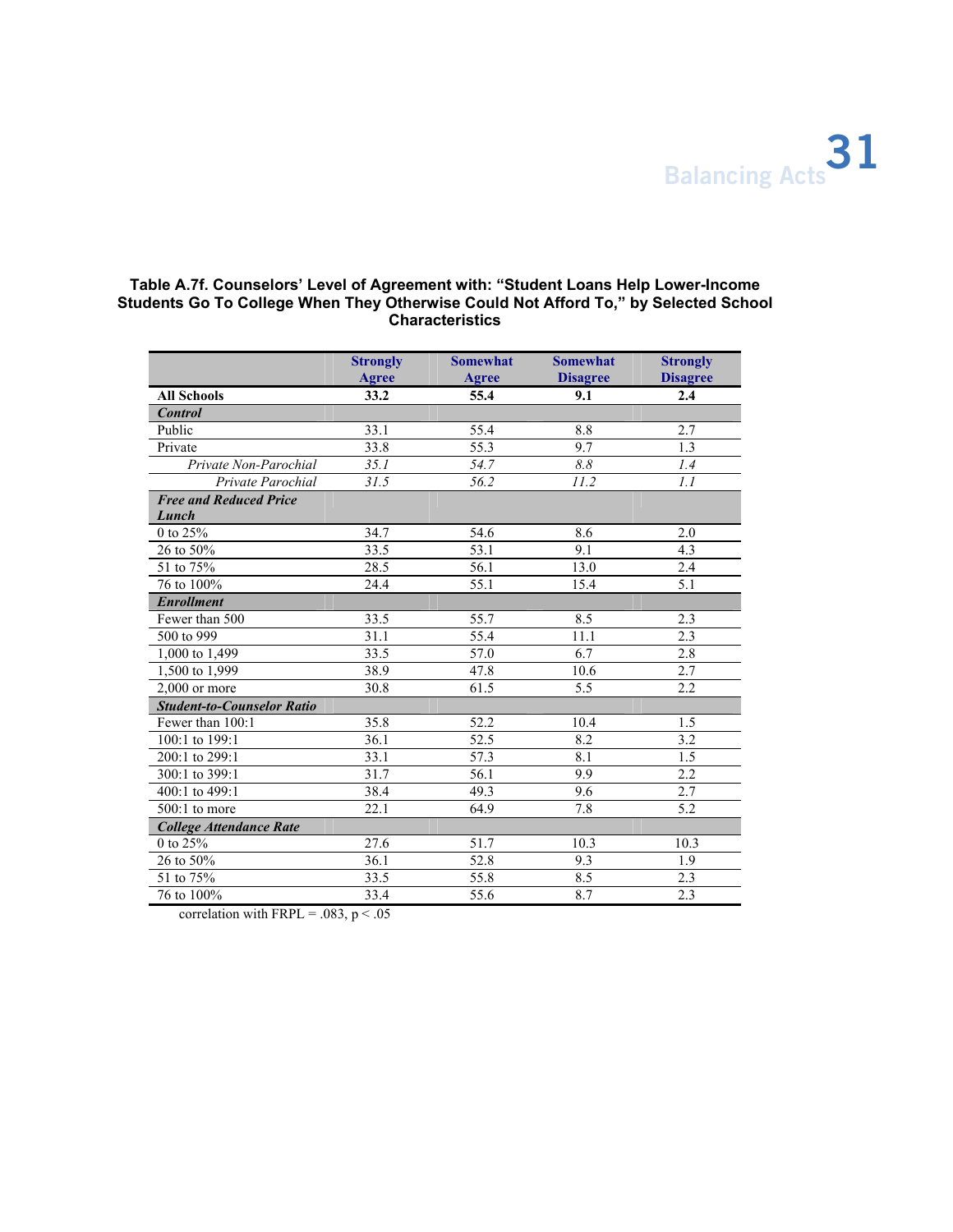**Table A.7f. Counselors' Level of Agreement with: "Student Loans Help Lower-Income Students Go To College When They Otherwise Could Not Afford To," by Selected School Characteristics**

| | Strongly Agree | Somewhat Agree | Somewhat Disagree | Strongly Disagree |
|---|---|---|---|---|
| **All Schools** | **33.2** | **55.4** | **9.1** | **2.4** |
| ***Control*** | | | | |
| Public | 33.1 | 55.4 | 8.8 | 2.7 |
| Private | 33.8 | 55.3 | 9.7 | 1.3 |
| *Private Non-Parochial* | *35.1* | *54.7* | *8.8* | *1.4* |
| *Private Parochial* | *31.5* | *56.2* | *11.2* | *1.1* |
| ***Free and Reduced Price Lunch*** | | | | |
| 0 to 25% | 34.7 | 54.6 | 8.6 | 2.0 |
| 26 to 50% | 33.5 | 53.1 | 9.1 | 4.3 |
| 51 to 75% | 28.5 | 56.1 | 13.0 | 2.4 |
| 76 to 100% | 24.4 | 55.1 | 15.4 | 5.1 |
| ***Enrollment*** | | | | |
| Fewer than 500 | 33.5 | 55.7 | 8.5 | 2.3 |
| 500 to 999 | 31.1 | 55.4 | 11.1 | 2.3 |
| 1,000 to 1,499 | 33.5 | 57.0 | 6.7 | 2.8 |
| 1,500 to 1,999 | 38.9 | 47.8 | 10.6 | 2.7 |
| 2,000 or more | 30.8 | 61.5 | 5.5 | 2.2 |
| ***Student-to-Counselor Ratio*** | | | | |
| Fewer than 100:1 | 35.8 | 52.2 | 10.4 | 1.5 |
| 100:1 to 199:1 | 36.1 | 52.5 | 8.2 | 3.2 |
| 200:1 to 299:1 | 33.1 | 57.3 | 8.1 | 1.5 |
| 300:1 to 399:1 | 31.7 | 56.1 | 9.9 | 2.2 |
| 400:1 to 499:1 | 38.4 | 49.3 | 9.6 | 2.7 |
| 500:1 to more | 22.1 | 64.9 | 7.8 | 5.2 |
| ***College Attendance Rate*** | | | | |
| 0 to 25% | 27.6 | 51.7 | 10.3 | 10.3 |
| 26 to 50% | 36.1 | 52.8 | 9.3 | 1.9 |
| 51 to 75% | 33.5 | 55.8 | 8.5 | 2.3 |
| 76 to 100% | 33.4 | 55.6 | 8.7 | 2.3 |

correlation with FRPL = .083, $p < .05$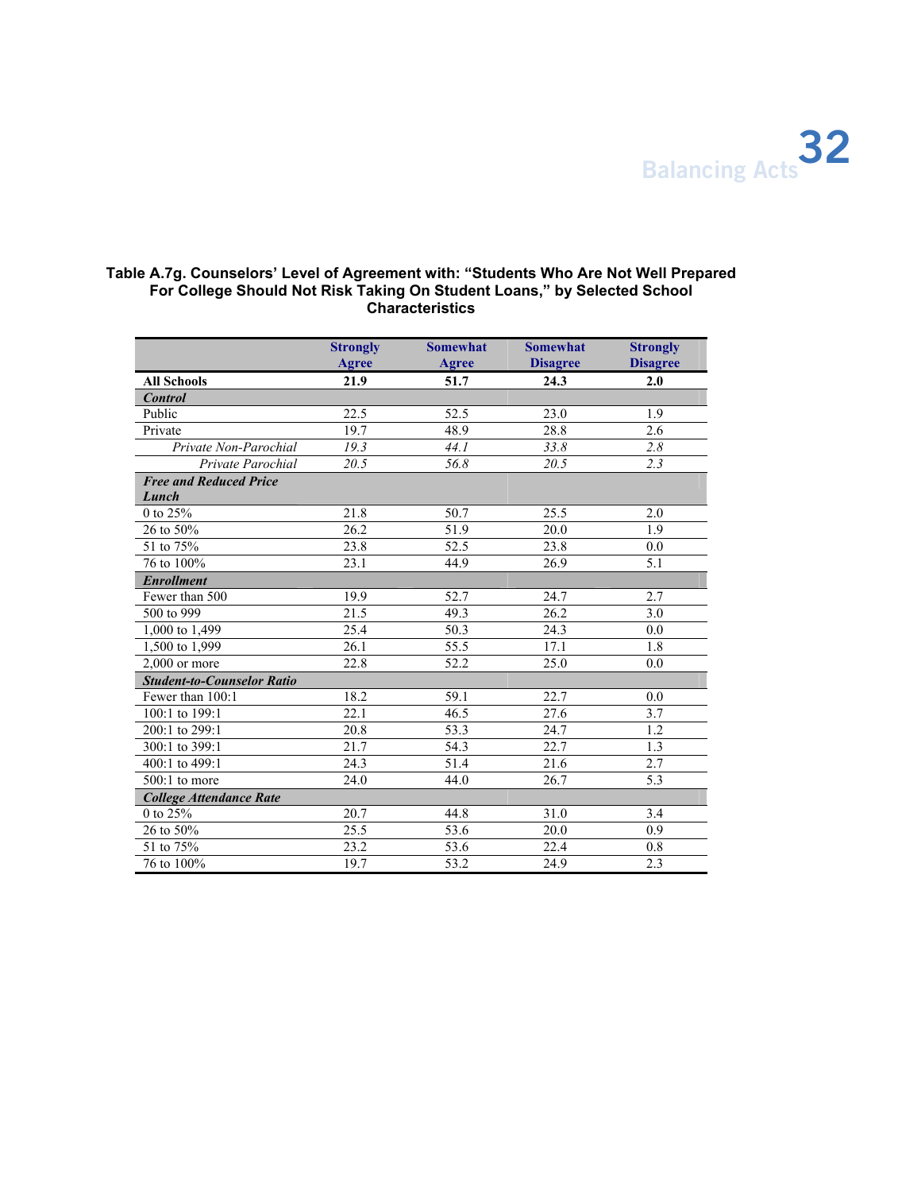**Table A.7g. Counselors' Level of Agreement with: "Students Who Are Not Well Prepared For College Should Not Risk Taking On Student Loans," by Selected School Characteristics**

| | Strongly Agree | Somewhat Agree | Somewhat Disagree | Strongly Disagree |
|---|---|---|---|---|
| **All Schools** | **21.9** | **51.7** | **24.3** | **2.0** |
| ***Control*** | | | | |
| Public | 22.5 | 52.5 | 23.0 | 1.9 |
| Private | 19.7 | 48.9 | 28.8 | 2.6 |
| *Private Non-Parochial* | *19.3* | *44.1* | *33.8* | *2.8* |
| *Private Parochial* | *20.5* | *56.8* | *20.5* | *2.3* |
| ***Free and Reduced Price Lunch*** | | | | |
| 0 to 25% | 21.8 | 50.7 | 25.5 | 2.0 |
| 26 to 50% | 26.2 | 51.9 | 20.0 | 1.9 |
| 51 to 75% | 23.8 | 52.5 | 23.8 | 0.0 |
| 76 to 100% | 23.1 | 44.9 | 26.9 | 5.1 |
| ***Enrollment*** | | | | |
| Fewer than 500 | 19.9 | 52.7 | 24.7 | 2.7 |
| 500 to 999 | 21.5 | 49.3 | 26.2 | 3.0 |
| 1,000 to 1,499 | 25.4 | 50.3 | 24.3 | 0.0 |
| 1,500 to 1,999 | 26.1 | 55.5 | 17.1 | 1.8 |
| 2,000 or more | 22.8 | 52.2 | 25.0 | 0.0 |
| ***Student-to-Counselor Ratio*** | | | | |
| Fewer than 100:1 | 18.2 | 59.1 | 22.7 | 0.0 |
| 100:1 to 199:1 | 22.1 | 46.5 | 27.6 | 3.7 |
| 200:1 to 299:1 | 20.8 | 53.3 | 24.7 | 1.2 |
| 300:1 to 399:1 | 21.7 | 54.3 | 22.7 | 1.3 |
| 400:1 to 499:1 | 24.3 | 51.4 | 21.6 | 2.7 |
| 500:1 to more | 24.0 | 44.0 | 26.7 | 5.3 |
| ***College Attendance Rate*** | | | | |
| 0 to 25% | 20.7 | 44.8 | 31.0 | 3.4 |
| 26 to 50% | 25.5 | 53.6 | 20.0 | 0.9 |
| 51 to 75% | 23.2 | 53.6 | 22.4 | 0.8 |
| 76 to 100% | 19.7 | 53.2 | 24.9 | 2.3 |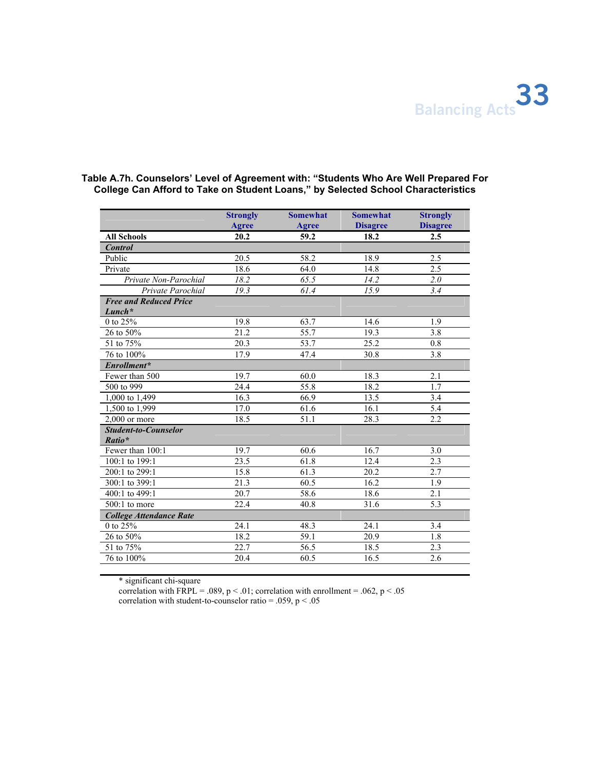**Table A.7h. Counselors' Level of Agreement with: "Students Who Are Well Prepared For College Can Afford to Take on Student Loans," by Selected School Characteristics**

| | Strongly Agree | Somewhat Agree | Somewhat Disagree | Strongly Disagree |
|---|---|---|---|---|
| **All Schools** | **20.2** | **59.2** | **18.2** | **2.5** |
| ***Control*** | | | | |
| Public | 20.5 | 58.2 | 18.9 | 2.5 |
| Private | 18.6 | 64.0 | 14.8 | 2.5 |
| *Private Non-Parochial* | *18.2* | *65.5* | *14.2* | *2.0* |
| *Private Parochial* | *19.3* | *61.4* | *15.9* | *3.4* |
| ***Free and Reduced Price Lunch**** | | | | |
| 0 to 25% | 19.8 | 63.7 | 14.6 | 1.9 |
| 26 to 50% | 21.2 | 55.7 | 19.3 | 3.8 |
| 51 to 75% | 20.3 | 53.7 | 25.2 | 0.8 |
| 76 to 100% | 17.9 | 47.4 | 30.8 | 3.8 |
| ***Enrollment**** | | | | |
| Fewer than 500 | 19.7 | 60.0 | 18.3 | 2.1 |
| 500 to 999 | 24.4 | 55.8 | 18.2 | 1.7 |
| 1,000 to 1,499 | 16.3 | 66.9 | 13.5 | 3.4 |
| 1,500 to 1,999 | 17.0 | 61.6 | 16.1 | 5.4 |
| 2,000 or more | 18.5 | 51.1 | 28.3 | 2.2 |
| ***Student-to-Counselor Ratio**** | | | | |
| Fewer than 100:1 | 19.7 | 60.6 | 16.7 | 3.0 |
| 100:1 to 199:1 | 23.5 | 61.8 | 12.4 | 2.3 |
| 200:1 to 299:1 | 15.8 | 61.3 | 20.2 | 2.7 |
| 300:1 to 399:1 | 21.3 | 60.5 | 16.2 | 1.9 |
| 400:1 to 499:1 | 20.7 | 58.6 | 18.6 | 2.1 |
| 500:1 to more | 22.4 | 40.8 | 31.6 | 5.3 |
| ***College Attendance Rate*** | | | | |
| 0 to 25% | 24.1 | 48.3 | 24.1 | 3.4 |
| 26 to 50% | 18.2 | 59.1 | 20.9 | 1.8 |
| 51 to 75% | 22.7 | 56.5 | 18.5 | 2.3 |
| 76 to 100% | 20.4 | 60.5 | 16.5 | 2.6 |

* significant chi-square
correlation with FRPL = .089, $p < .01$; correlation with enrollment = .062, $p < .05$
correlation with student-to-counselor ratio = .059, $p < .05$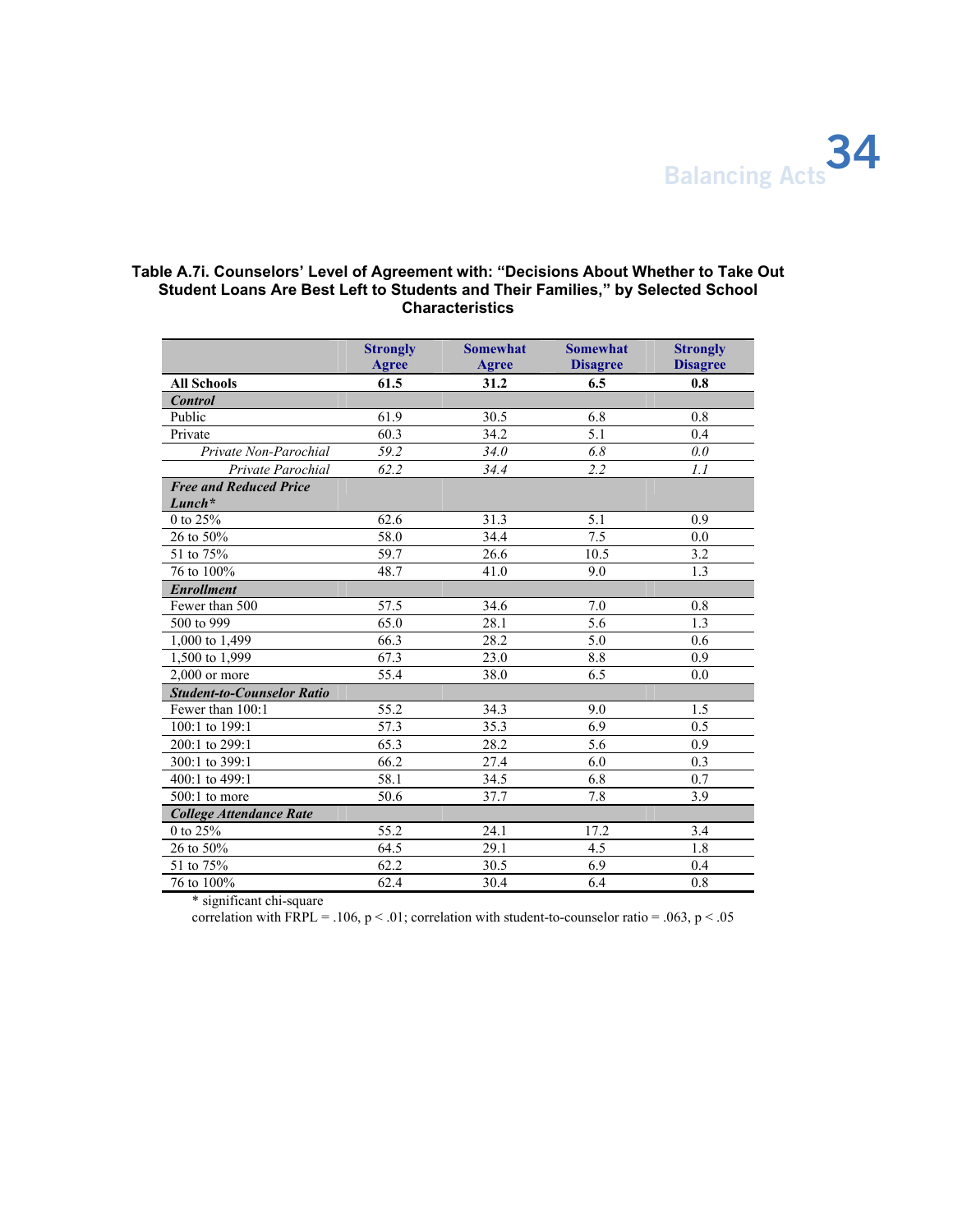**Table A.7i. Counselors' Level of Agreement with: "Decisions About Whether to Take Out Student Loans Are Best Left to Students and Their Families," by Selected School Characteristics**

| | Strongly Agree | Somewhat Agree | Somewhat Disagree | Strongly Disagree |
|---|---|---|---|---|
| **All Schools** | **61.5** | **31.2** | **6.5** | **0.8** |
| ***Control*** | | | | |
| Public | 61.9 | 30.5 | 6.8 | 0.8 |
| Private | 60.3 | 34.2 | 5.1 | 0.4 |
| *Private Non-Parochial* | *59.2* | *34.0* | *6.8* | *0.0* |
| *Private Parochial* | *62.2* | *34.4* | *2.2* | *1.1* |
| ***Free and Reduced Price Lunch**** | | | | |
| 0 to 25% | 62.6 | 31.3 | 5.1 | 0.9 |
| 26 to 50% | 58.0 | 34.4 | 7.5 | 0.0 |
| 51 to 75% | 59.7 | 26.6 | 10.5 | 3.2 |
| 76 to 100% | 48.7 | 41.0 | 9.0 | 1.3 |
| ***Enrollment*** | | | | |
| Fewer than 500 | 57.5 | 34.6 | 7.0 | 0.8 |
| 500 to 999 | 65.0 | 28.1 | 5.6 | 1.3 |
| 1,000 to 1,499 | 66.3 | 28.2 | 5.0 | 0.6 |
| 1,500 to 1,999 | 67.3 | 23.0 | 8.8 | 0.9 |
| 2,000 or more | 55.4 | 38.0 | 6.5 | 0.0 |
| ***Student-to-Counselor Ratio*** | | | | |
| Fewer than 100:1 | 55.2 | 34.3 | 9.0 | 1.5 |
| 100:1 to 199:1 | 57.3 | 35.3 | 6.9 | 0.5 |
| 200:1 to 299:1 | 65.3 | 28.2 | 5.6 | 0.9 |
| 300:1 to 399:1 | 66.2 | 27.4 | 6.0 | 0.3 |
| 400:1 to 499:1 | 58.1 | 34.5 | 6.8 | 0.7 |
| 500:1 to more | 50.6 | 37.7 | 7.8 | 3.9 |
| ***College Attendance Rate*** | | | | |
| 0 to 25% | 55.2 | 24.1 | 17.2 | 3.4 |
| 26 to 50% | 64.5 | 29.1 | 4.5 | 1.8 |
| 51 to 75% | 62.2 | 30.5 | 6.9 | 0.4 |
| 76 to 100% | 62.4 | 30.4 | 6.4 | 0.8 |

\* significant chi-square

correlation with FRPL = .106, $p < .01$; correlation with student-to-counselor ratio = .063, $p < .05$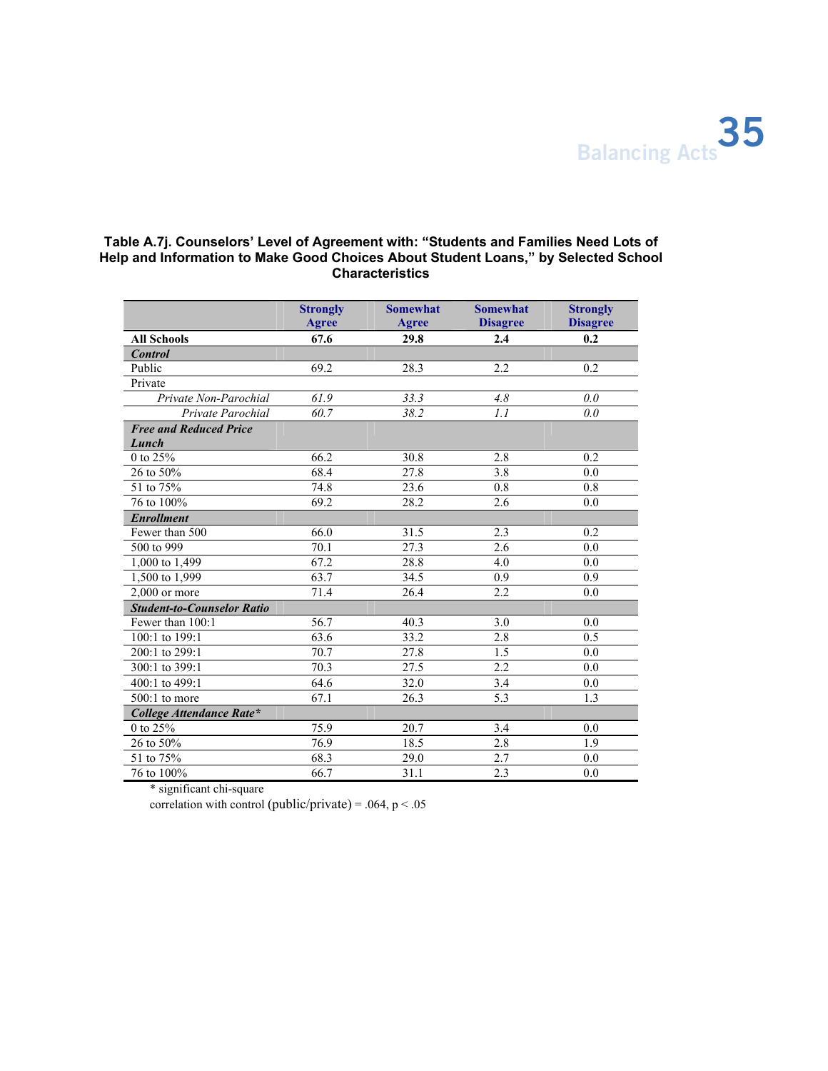**Table A.7j. Counselors' Level of Agreement with: "Students and Families Need Lots of Help and Information to Make Good Choices About Student Loans," by Selected School Characteristics**

| | Strongly Agree | Somewhat Agree | Somewhat Disagree | Strongly Disagree |
|---|---|---|---|---|
| **All Schools** | **67.6** | **29.8** | **2.4** | **0.2** |
| ***Control*** | | | | |
| Public | 69.2 | 28.3 | 2.2 | 0.2 |
| Private | | | | |
| *Private Non-Parochial* | *61.9* | *33.3* | *4.8* | *0.0* |
| *Private Parochial* | *60.7* | *38.2* | *1.1* | *0.0* |
| ***Free and Reduced Price Lunch*** | | | | |
| 0 to 25% | 66.2 | 30.8 | 2.8 | 0.2 |
| 26 to 50% | 68.4 | 27.8 | 3.8 | 0.0 |
| 51 to 75% | 74.8 | 23.6 | 0.8 | 0.8 |
| 76 to 100% | 69.2 | 28.2 | 2.6 | 0.0 |
| ***Enrollment*** | | | | |
| Fewer than 500 | 66.0 | 31.5 | 2.3 | 0.2 |
| 500 to 999 | 70.1 | 27.3 | 2.6 | 0.0 |
| 1,000 to 1,499 | 67.2 | 28.8 | 4.0 | 0.0 |
| 1,500 to 1,999 | 63.7 | 34.5 | 0.9 | 0.9 |
| 2,000 or more | 71.4 | 26.4 | 2.2 | 0.0 |
| ***Student-to-Counselor Ratio*** | | | | |
| Fewer than 100:1 | 56.7 | 40.3 | 3.0 | 0.0 |
| 100:1 to 199:1 | 63.6 | 33.2 | 2.8 | 0.5 |
| 200:1 to 299:1 | 70.7 | 27.8 | 1.5 | 0.0 |
| 300:1 to 399:1 | 70.3 | 27.5 | 2.2 | 0.0 |
| 400:1 to 499:1 | 64.6 | 32.0 | 3.4 | 0.0 |
| 500:1 to more | 67.1 | 26.3 | 5.3 | 1.3 |
| ***College Attendance Rate**** | | | | |
| 0 to 25% | 75.9 | 20.7 | 3.4 | 0.0 |
| 26 to 50% | 76.9 | 18.5 | 2.8 | 1.9 |
| 51 to 75% | 68.3 | 29.0 | 2.7 | 0.0 |
| 76 to 100% | 66.7 | 31.1 | 2.3 | 0.0 |

\* significant chi-square

correlation with control (public/private) = .064, $p < .05$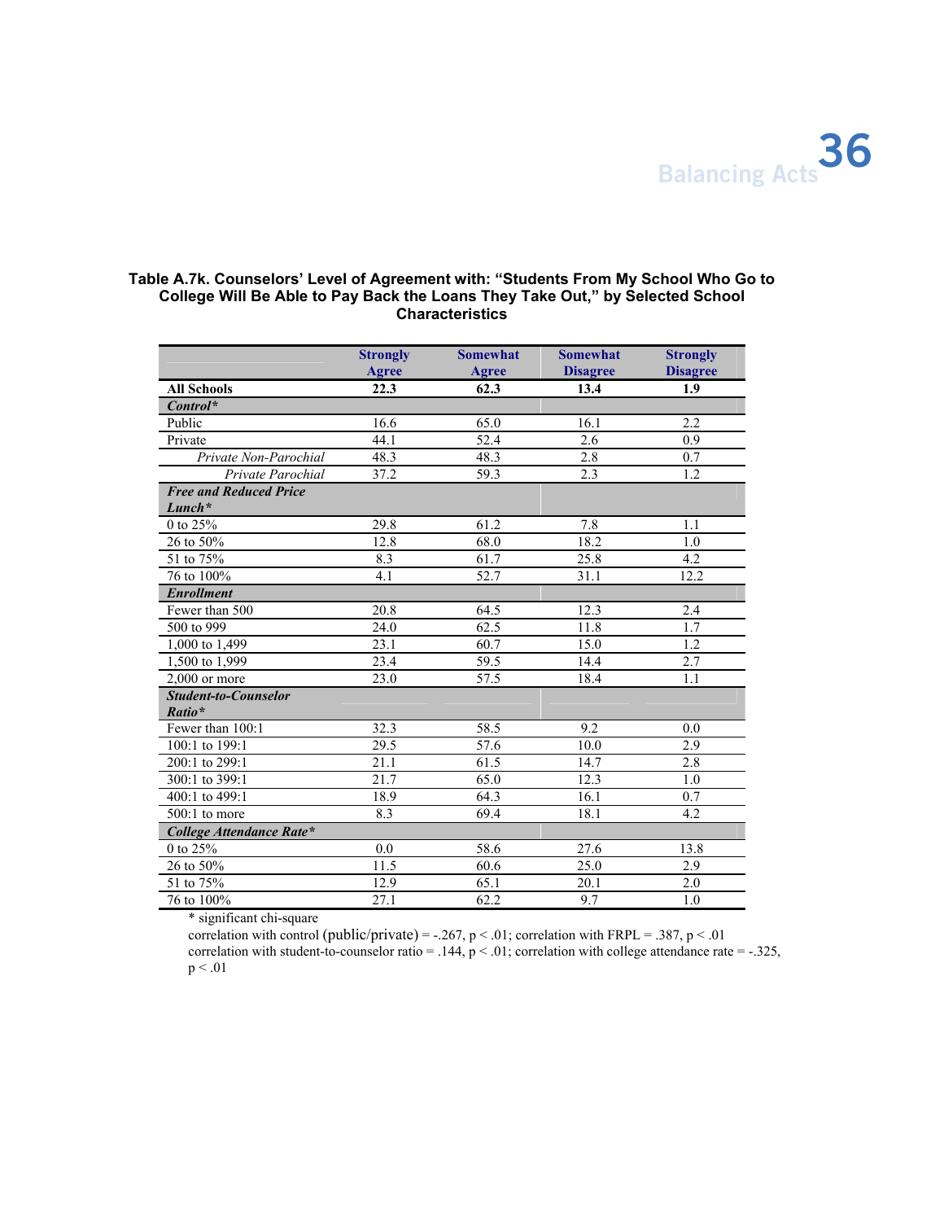**Table A.7k. Counselors' Level of Agreement with: "Students From My School Who Go to College Will Be Able to Pay Back the Loans They Take Out," by Selected School Characteristics**

| | Strongly Agree | Somewhat Agree | Somewhat Disagree | Strongly Disagree |
|---|---|---|---|---|
| **All Schools** | **22.3** | **62.3** | **13.4** | **1.9** |
| ***Control**** | | | | |
| Public | 16.6 | 65.0 | 16.1 | 2.2 |
| Private | 44.1 | 52.4 | 2.6 | 0.9 |
| *Private Non-Parochial* | 48.3 | 48.3 | 2.8 | 0.7 |
| *Private Parochial* | 37.2 | 59.3 | 2.3 | 1.2 |
| ***Free and Reduced Price Lunch**** | | | | |
| 0 to 25% | 29.8 | 61.2 | 7.8 | 1.1 |
| 26 to 50% | 12.8 | 68.0 | 18.2 | 1.0 |
| 51 to 75% | 8.3 | 61.7 | 25.8 | 4.2 |
| 76 to 100% | 4.1 | 52.7 | 31.1 | 12.2 |
| ***Enrollment*** | | | | |
| Fewer than 500 | 20.8 | 64.5 | 12.3 | 2.4 |
| 500 to 999 | 24.0 | 62.5 | 11.8 | 1.7 |
| 1,000 to 1,499 | 23.1 | 60.7 | 15.0 | 1.2 |
| 1,500 to 1,999 | 23.4 | 59.5 | 14.4 | 2.7 |
| 2,000 or more | 23.0 | 57.5 | 18.4 | 1.1 |
| ***Student-to-Counselor Ratio**** | | | | |
| Fewer than 100:1 | 32.3 | 58.5 | 9.2 | 0.0 |
| 100:1 to 199:1 | 29.5 | 57.6 | 10.0 | 2.9 |
| 200:1 to 299:1 | 21.1 | 61.5 | 14.7 | 2.8 |
| 300:1 to 399:1 | 21.7 | 65.0 | 12.3 | 1.0 |
| 400:1 to 499:1 | 18.9 | 64.3 | 16.1 | 0.7 |
| 500:1 to more | 8.3 | 69.4 | 18.1 | 4.2 |
| ***College Attendance Rate**** | | | | |
| 0 to 25% | 0.0 | 58.6 | 27.6 | 13.8 |
| 26 to 50% | 11.5 | 60.6 | 25.0 | 2.9 |
| 51 to 75% | 12.9 | 65.1 | 20.1 | 2.0 |
| 76 to 100% | 27.1 | 62.2 | 9.7 | 1.0 |

* significant chi-square
correlation with control (public/private) = -.267, $p < .01$; correlation with FRPL = .387, $p < .01$
correlation with student-to-counselor ratio = .144, $p < .01$; correlation with college attendance rate = -.325, $p < .01$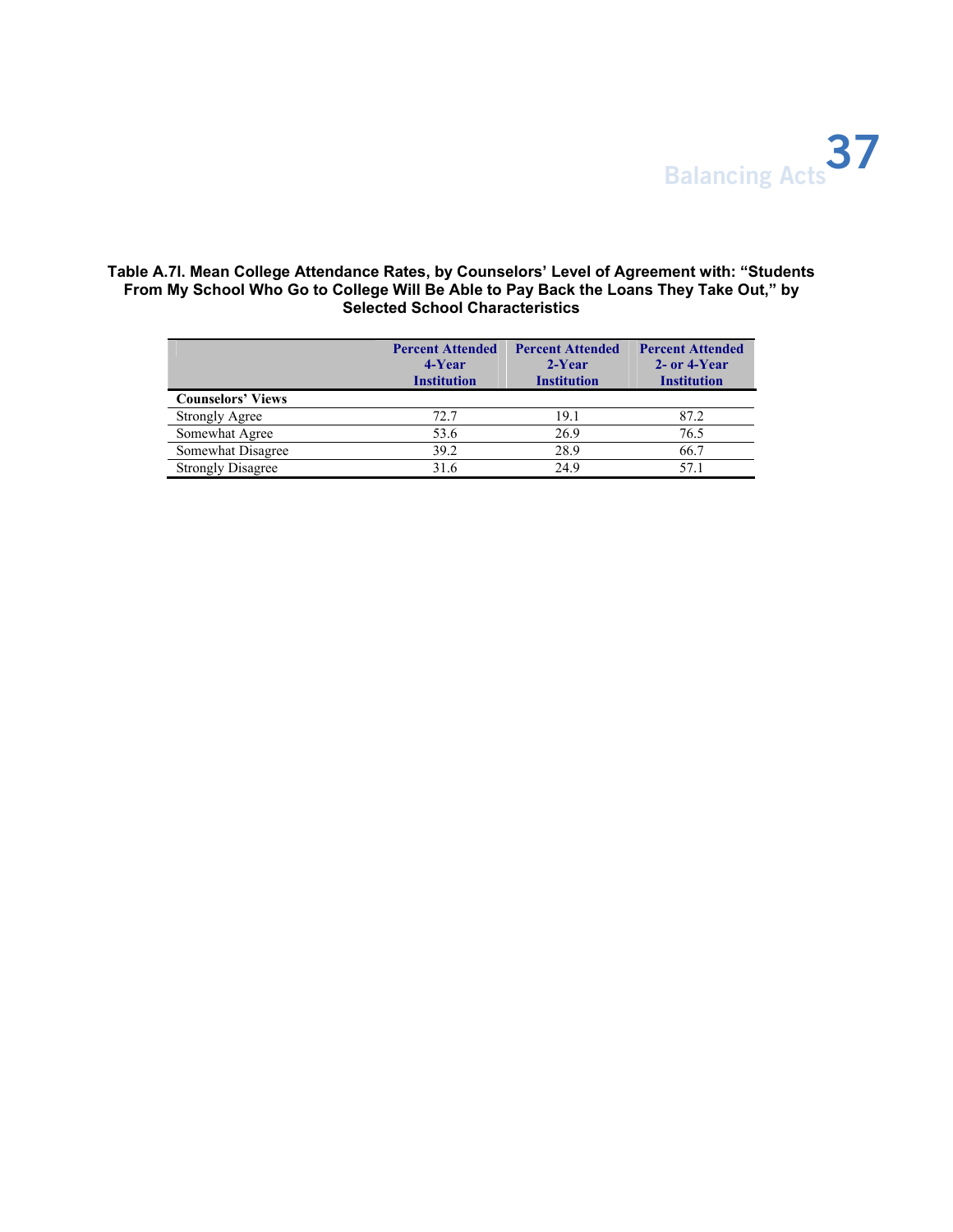**Table A.7l. Mean College Attendance Rates, by Counselors' Level of Agreement with: "Students From My School Who Go to College Will Be Able to Pay Back the Loans They Take Out," by Selected School Characteristics**

| | Percent Attended 4-Year Institution | Percent Attended 2-Year Institution | Percent Attended 2- or 4-Year Institution |
|---|---|---|---|
| **Counselors' Views** | | | |
| Strongly Agree | 72.7 | 19.1 | 87.2 |
| Somewhat Agree | 53.6 | 26.9 | 76.5 |
| Somewhat Disagree | 39.2 | 28.9 | 66.7 |
| Strongly Disagree | 31.6 | 24.9 | 57.1 |